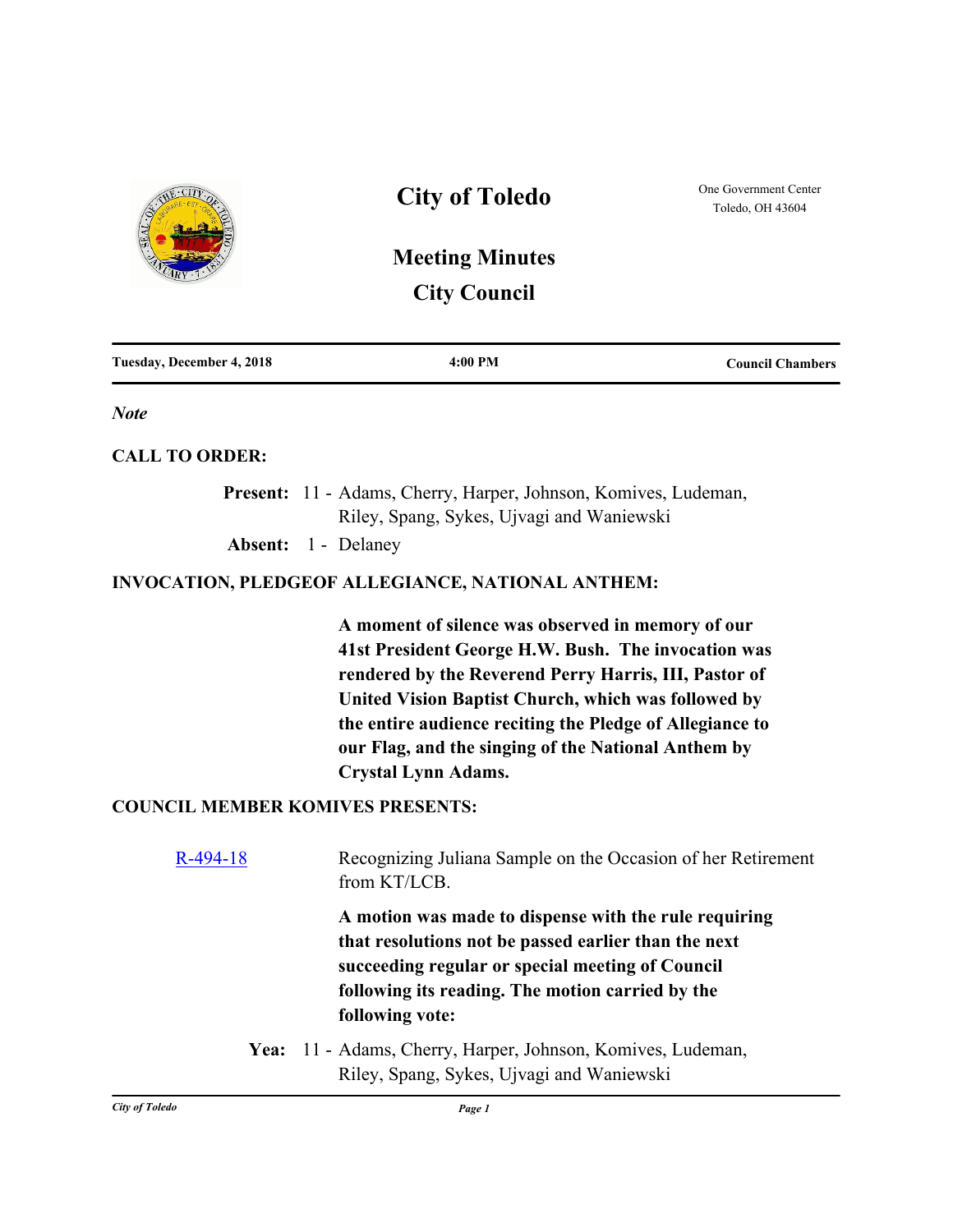# City of Toledo

One Government Center
Toledo, OH 43604

## Meeting Minutes
## City Council

| Tuesday, December 4, 2018 | 4:00 PM | Council Chambers |
|---|---|---|

***Note***

**CALL TO ORDER:**

**Present:** 11 - Adams, Cherry, Harper, Johnson, Komives, Ludeman, Riley, Spang, Sykes, Ujvagi and Waniewski

**Absent:** 1 - Delaney

**INVOCATION, PLEDGEOF ALLEGIANCE, NATIONAL ANTHEM:**

**A moment of silence was observed in memory of our 41st President George H.W. Bush. The invocation was rendered by the Reverend Perry Harris, III, Pastor of United Vision Baptist Church, which was followed by the entire audience reciting the Pledge of Allegiance to our Flag, and the singing of the National Anthem by Crystal Lynn Adams.**

**COUNCIL MEMBER KOMIVES PRESENTS:**

R-494-18 Recognizing Juliana Sample on the Occasion of her Retirement from KT/LCB.

**A motion was made to dispense with the rule requiring that resolutions not be passed earlier than the next succeeding regular or special meeting of Council following its reading. The motion carried by the following vote:**

**Yea:** 11 - Adams, Cherry, Harper, Johnson, Komives, Ludeman, Riley, Spang, Sykes, Ujvagi and Waniewski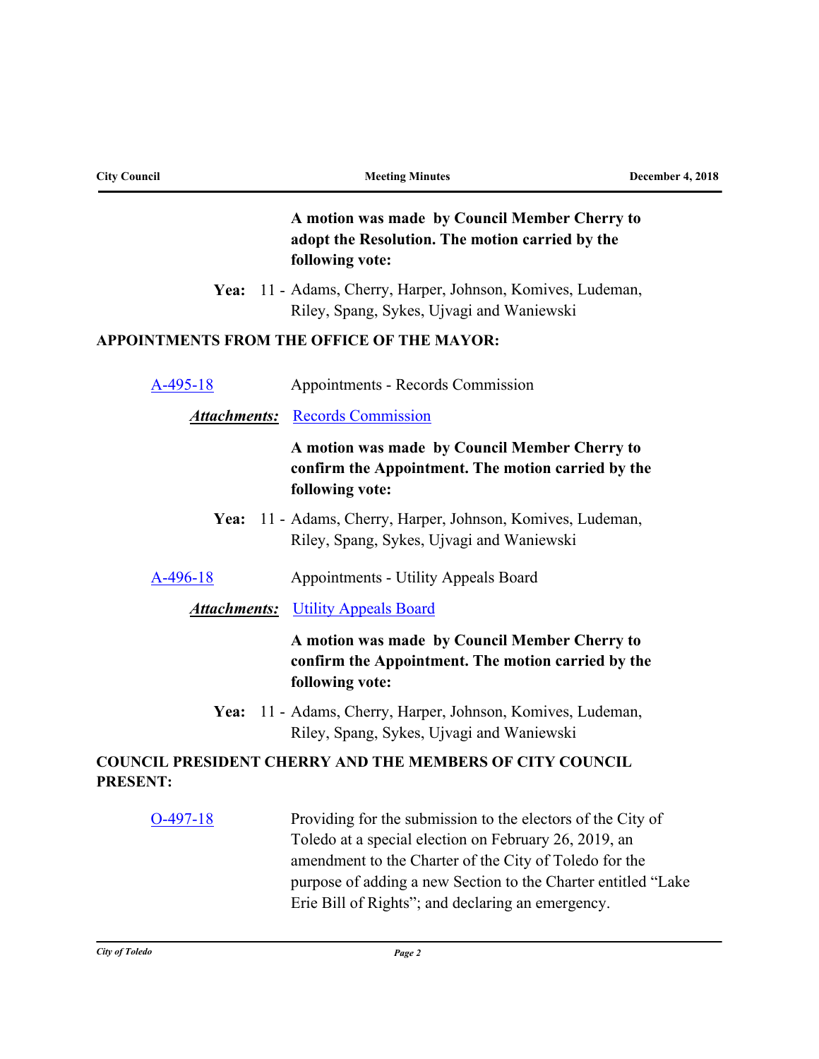**A motion was made by Council Member Cherry to adopt the Resolution. The motion carried by the following vote:**

**Yea:** 11 - Adams, Cherry, Harper, Johnson, Komives, Ludeman, Riley, Spang, Sykes, Ujvagi and Waniewski

## APPOINTMENTS FROM THE OFFICE OF THE MAYOR:

A-495-18 Appointments - Records Commission

***Attachments:*** Records Commission

**A motion was made by Council Member Cherry to confirm the Appointment. The motion carried by the following vote:**

**Yea:** 11 - Adams, Cherry, Harper, Johnson, Komives, Ludeman, Riley, Spang, Sykes, Ujvagi and Waniewski

A-496-18 Appointments - Utility Appeals Board

***Attachments:*** Utility Appeals Board

**A motion was made by Council Member Cherry to confirm the Appointment. The motion carried by the following vote:**

**Yea:** 11 - Adams, Cherry, Harper, Johnson, Komives, Ludeman, Riley, Spang, Sykes, Ujvagi and Waniewski

## COUNCIL PRESIDENT CHERRY AND THE MEMBERS OF CITY COUNCIL PRESENT:

O-497-18 Providing for the submission to the electors of the City of Toledo at a special election on February 26, 2019, an amendment to the Charter of the City of Toledo for the purpose of adding a new Section to the Charter entitled “Lake Erie Bill of Rights”; and declaring an emergency.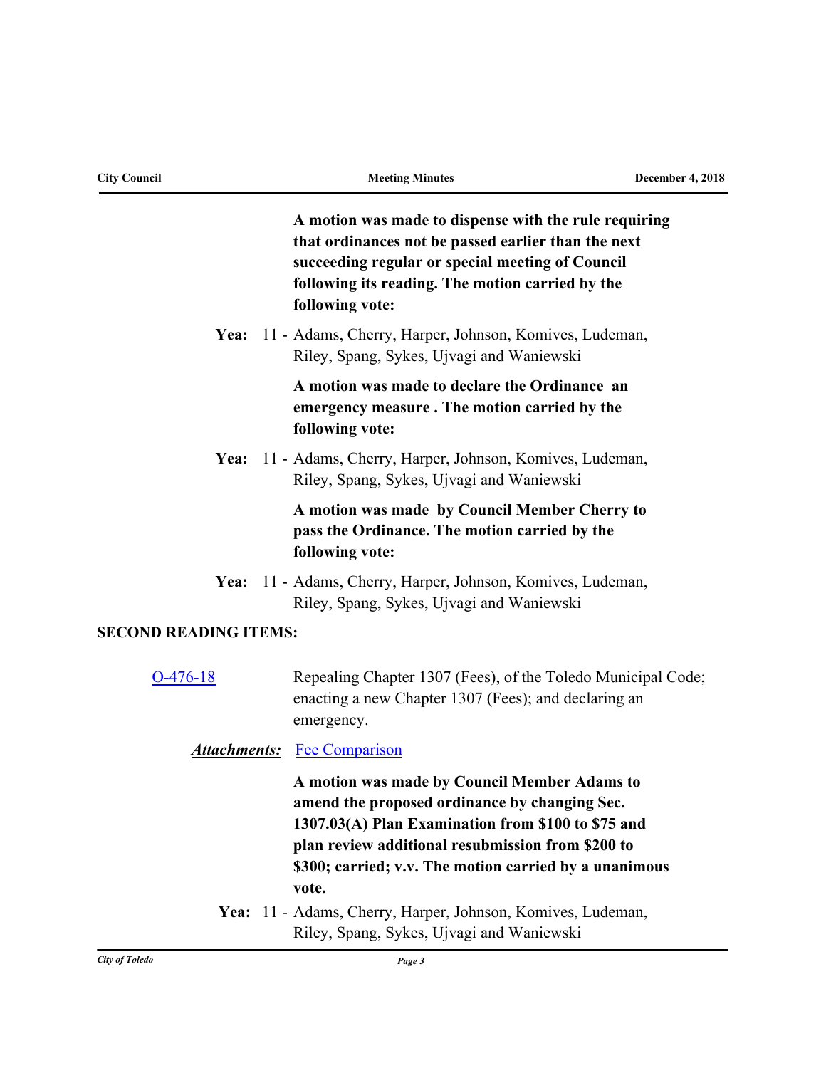**A motion was made to dispense with the rule requiring that ordinances not be passed earlier than the next succeeding regular or special meeting of Council following its reading. The motion carried by the following vote:**

**Yea:** 11 - Adams, Cherry, Harper, Johnson, Komives, Ludeman, Riley, Spang, Sykes, Ujvagi and Waniewski

**A motion was made to declare the Ordinance an emergency measure . The motion carried by the following vote:**

**Yea:** 11 - Adams, Cherry, Harper, Johnson, Komives, Ludeman, Riley, Spang, Sykes, Ujvagi and Waniewski

**A motion was made by Council Member Cherry to pass the Ordinance. The motion carried by the following vote:**

**Yea:** 11 - Adams, Cherry, Harper, Johnson, Komives, Ludeman, Riley, Spang, Sykes, Ujvagi and Waniewski

## SECOND READING ITEMS:

O-476-18 — Repealing Chapter 1307 (Fees), of the Toledo Municipal Code; enacting a new Chapter 1307 (Fees); and declaring an emergency.

***Attachments:*** Fee Comparison

**A motion was made by Council Member Adams to amend the proposed ordinance by changing Sec. 1307.03(A) Plan Examination from $100 to $75 and plan review additional resubmission from $200 to $300; carried; v.v. The motion carried by a unanimous vote.**

**Yea:** 11 - Adams, Cherry, Harper, Johnson, Komives, Ludeman, Riley, Spang, Sykes, Ujvagi and Waniewski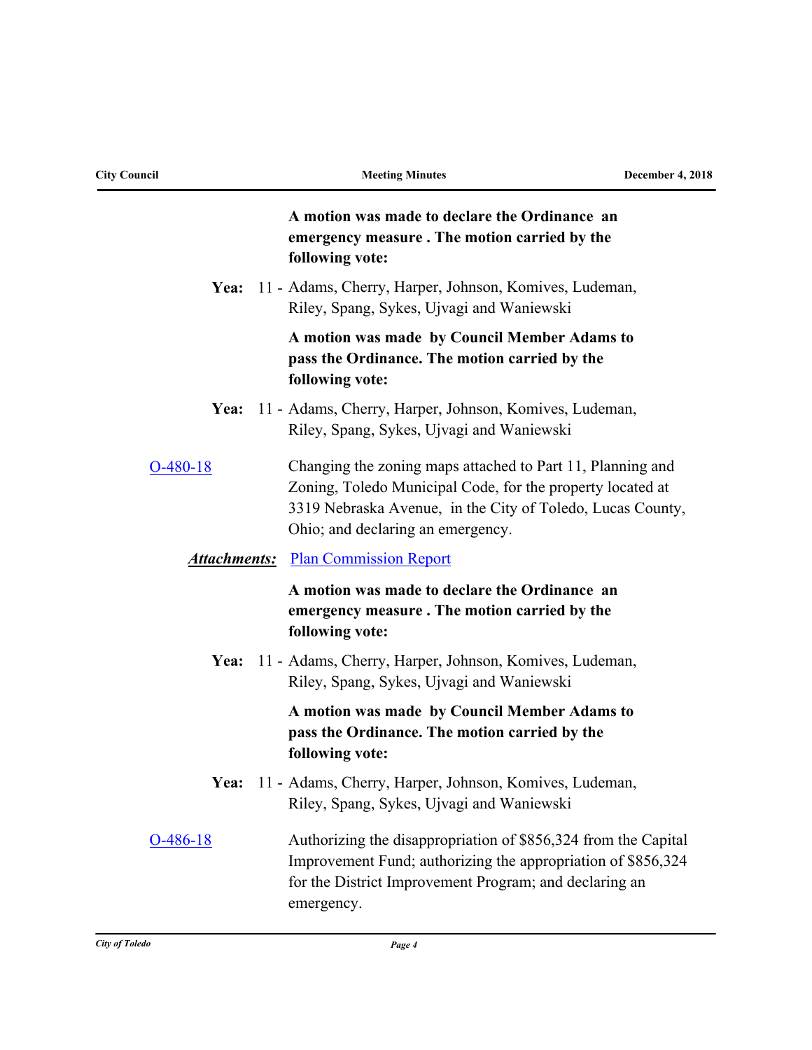**A motion was made to declare the Ordinance an emergency measure . The motion carried by the following vote:**

**Yea:** 11 - Adams, Cherry, Harper, Johnson, Komives, Ludeman, Riley, Spang, Sykes, Ujvagi and Waniewski

**A motion was made by Council Member Adams to pass the Ordinance. The motion carried by the following vote:**

**Yea:** 11 - Adams, Cherry, Harper, Johnson, Komives, Ludeman, Riley, Spang, Sykes, Ujvagi and Waniewski

O-480-18 Changing the zoning maps attached to Part 11, Planning and Zoning, Toledo Municipal Code, for the property located at 3319 Nebraska Avenue, in the City of Toledo, Lucas County, Ohio; and declaring an emergency.

***Attachments:*** Plan Commission Report

**A motion was made to declare the Ordinance an emergency measure . The motion carried by the following vote:**

**Yea:** 11 - Adams, Cherry, Harper, Johnson, Komives, Ludeman, Riley, Spang, Sykes, Ujvagi and Waniewski

**A motion was made by Council Member Adams to pass the Ordinance. The motion carried by the following vote:**

**Yea:** 11 - Adams, Cherry, Harper, Johnson, Komives, Ludeman, Riley, Spang, Sykes, Ujvagi and Waniewski

O-486-18 Authorizing the disappropriation of $856,324 from the Capital Improvement Fund; authorizing the appropriation of $856,324 for the District Improvement Program; and declaring an emergency.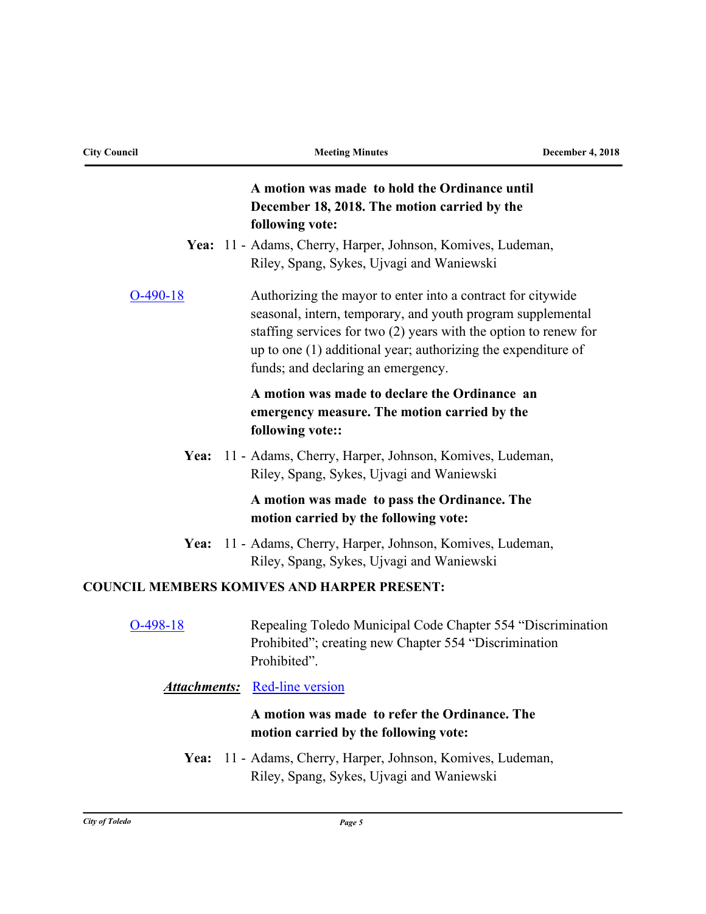**A motion was made to hold the Ordinance until December 18, 2018. The motion carried by the following vote:**

**Yea:** 11 - Adams, Cherry, Harper, Johnson, Komives, Ludeman, Riley, Spang, Sykes, Ujvagi and Waniewski

O-490-18 Authorizing the mayor to enter into a contract for citywide seasonal, intern, temporary, and youth program supplemental staffing services for two (2) years with the option to renew for up to one (1) additional year; authorizing the expenditure of funds; and declaring an emergency.

**A motion was made to declare the Ordinance an emergency measure. The motion carried by the following vote::**

**Yea:** 11 - Adams, Cherry, Harper, Johnson, Komives, Ludeman, Riley, Spang, Sykes, Ujvagi and Waniewski

**A motion was made to pass the Ordinance. The motion carried by the following vote:**

**Yea:** 11 - Adams, Cherry, Harper, Johnson, Komives, Ludeman, Riley, Spang, Sykes, Ujvagi and Waniewski

**COUNCIL MEMBERS KOMIVES AND HARPER PRESENT:**

O-498-18 Repealing Toledo Municipal Code Chapter 554 "Discrimination Prohibited"; creating new Chapter 554 "Discrimination Prohibited".

***Attachments:*** Red-line version

**A motion was made to refer the Ordinance. The motion carried by the following vote:**

**Yea:** 11 - Adams, Cherry, Harper, Johnson, Komives, Ludeman, Riley, Spang, Sykes, Ujvagi and Waniewski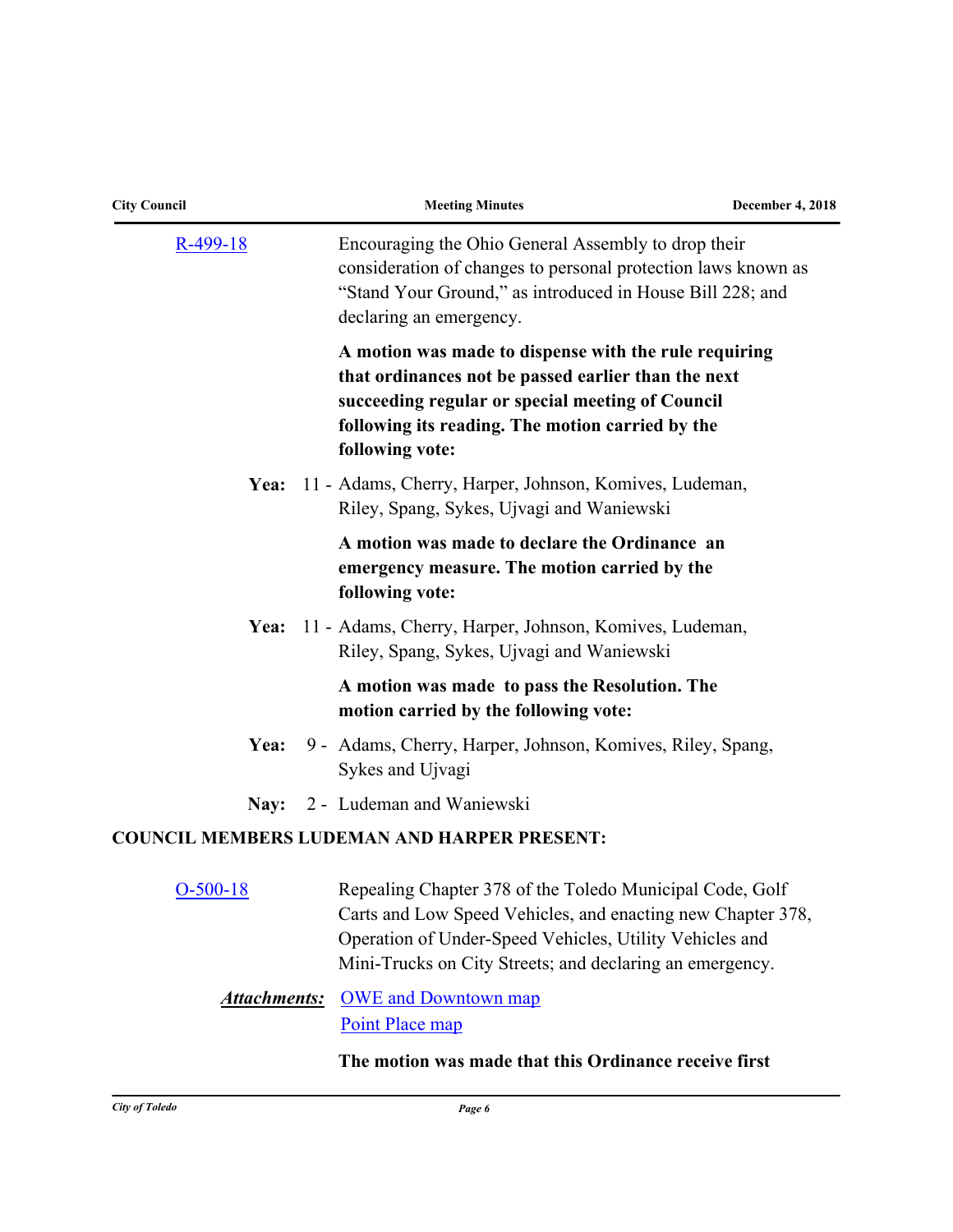R-499-18 Encouraging the Ohio General Assembly to drop their consideration of changes to personal protection laws known as "Stand Your Ground," as introduced in House Bill 228; and declaring an emergency.

**A motion was made to dispense with the rule requiring that ordinances not be passed earlier than the next succeeding regular or special meeting of Council following its reading. The motion carried by the following vote:**

**Yea:** 11 - Adams, Cherry, Harper, Johnson, Komives, Ludeman, Riley, Spang, Sykes, Ujvagi and Waniewski

**A motion was made to declare the Ordinance an emergency measure. The motion carried by the following vote:**

**Yea:** 11 - Adams, Cherry, Harper, Johnson, Komives, Ludeman, Riley, Spang, Sykes, Ujvagi and Waniewski

**A motion was made to pass the Resolution. The motion carried by the following vote:**

**Yea:** 9 - Adams, Cherry, Harper, Johnson, Komives, Riley, Spang, Sykes and Ujvagi

**Nay:** 2 - Ludeman and Waniewski

**COUNCIL MEMBERS LUDEMAN AND HARPER PRESENT:**

O-500-18 Repealing Chapter 378 of the Toledo Municipal Code, Golf Carts and Low Speed Vehicles, and enacting new Chapter 378, Operation of Under-Speed Vehicles, Utility Vehicles and Mini-Trucks on City Streets; and declaring an emergency.

***Attachments:*** OWE and Downtown map
Point Place map

**The motion was made that this Ordinance receive first**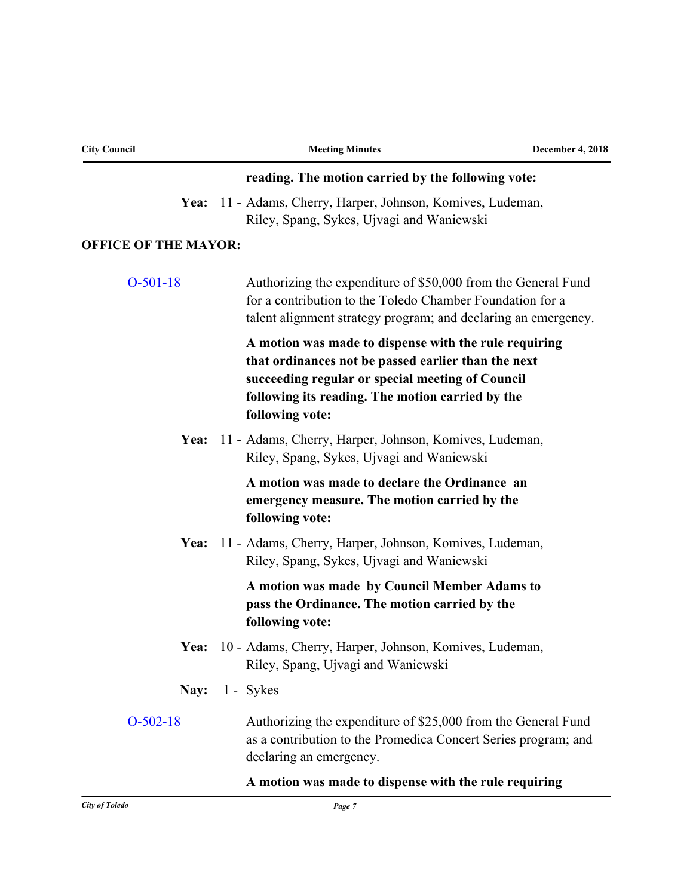**reading. The motion carried by the following vote:**

**Yea:** 11 - Adams, Cherry, Harper, Johnson, Komives, Ludeman, Riley, Spang, Sykes, Ujvagi and Waniewski

**OFFICE OF THE MAYOR:**

O-501-18

Authorizing the expenditure of $50,000 from the General Fund for a contribution to the Toledo Chamber Foundation for a talent alignment strategy program; and declaring an emergency.

**A motion was made to dispense with the rule requiring that ordinances not be passed earlier than the next succeeding regular or special meeting of Council following its reading. The motion carried by the following vote:**

**Yea:** 11 - Adams, Cherry, Harper, Johnson, Komives, Ludeman, Riley, Spang, Sykes, Ujvagi and Waniewski

**A motion was made to declare the Ordinance an emergency measure. The motion carried by the following vote:**

**Yea:** 11 - Adams, Cherry, Harper, Johnson, Komives, Ludeman, Riley, Spang, Sykes, Ujvagi and Waniewski

**A motion was made by Council Member Adams to pass the Ordinance. The motion carried by the following vote:**

**Yea:** 10 - Adams, Cherry, Harper, Johnson, Komives, Ludeman, Riley, Spang, Ujvagi and Waniewski

**Nay:** 1 - Sykes

O-502-18

Authorizing the expenditure of $25,000 from the General Fund as a contribution to the Promedica Concert Series program; and declaring an emergency.

**A motion was made to dispense with the rule requiring**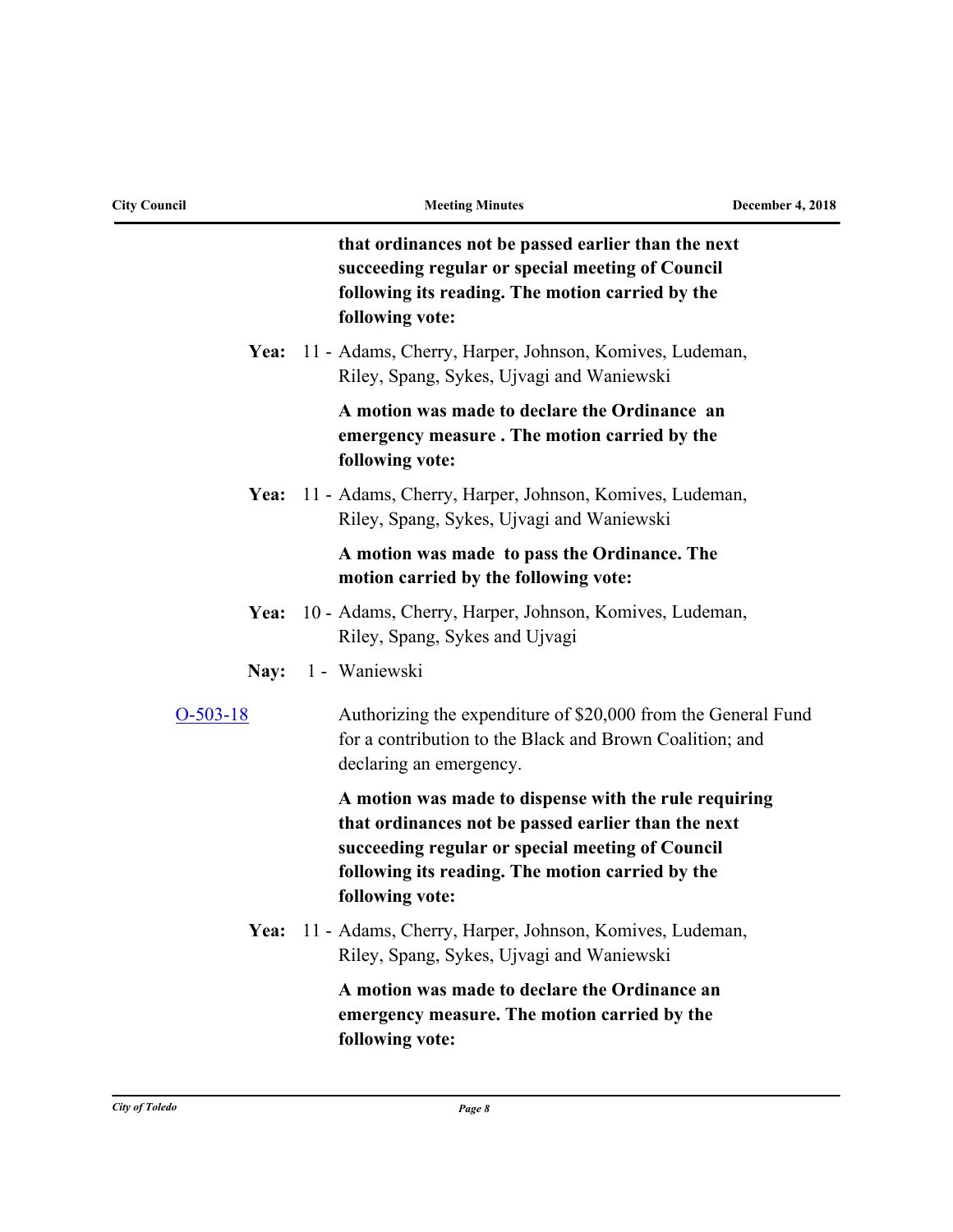**that ordinances not be passed earlier than the next succeeding regular or special meeting of Council following its reading. The motion carried by the following vote:**

**Yea:** 11 - Adams, Cherry, Harper, Johnson, Komives, Ludeman, Riley, Spang, Sykes, Ujvagi and Waniewski

**A motion was made to declare the Ordinance an emergency measure . The motion carried by the following vote:**

**Yea:** 11 - Adams, Cherry, Harper, Johnson, Komives, Ludeman, Riley, Spang, Sykes, Ujvagi and Waniewski

**A motion was made to pass the Ordinance. The motion carried by the following vote:**

**Yea:** 10 - Adams, Cherry, Harper, Johnson, Komives, Ludeman, Riley, Spang, Sykes and Ujvagi

**Nay:** 1 - Waniewski

O-503-18

Authorizing the expenditure of $20,000 from the General Fund for a contribution to the Black and Brown Coalition; and declaring an emergency.

**A motion was made to dispense with the rule requiring that ordinances not be passed earlier than the next succeeding regular or special meeting of Council following its reading. The motion carried by the following vote:**

**Yea:** 11 - Adams, Cherry, Harper, Johnson, Komives, Ludeman, Riley, Spang, Sykes, Ujvagi and Waniewski

**A motion was made to declare the Ordinance an emergency measure. The motion carried by the following vote:**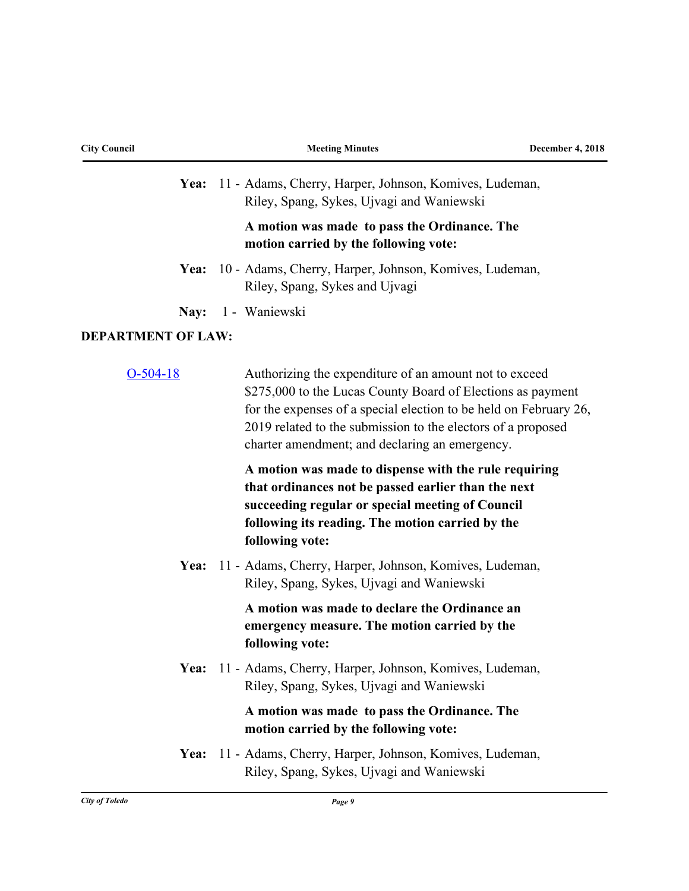**Yea:** 11 - Adams, Cherry, Harper, Johnson, Komives, Ludeman, Riley, Spang, Sykes, Ujvagi and Waniewski

**A motion was made to pass the Ordinance. The motion carried by the following vote:**

**Yea:** 10 - Adams, Cherry, Harper, Johnson, Komives, Ludeman, Riley, Spang, Sykes and Ujvagi

**Nay:** 1 - Waniewski

**DEPARTMENT OF LAW:**

O-504-18

Authorizing the expenditure of an amount not to exceed $275,000 to the Lucas County Board of Elections as payment for the expenses of a special election to be held on February 26, 2019 related to the submission to the electors of a proposed charter amendment; and declaring an emergency.

**A motion was made to dispense with the rule requiring that ordinances not be passed earlier than the next succeeding regular or special meeting of Council following its reading. The motion carried by the following vote:**

**Yea:** 11 - Adams, Cherry, Harper, Johnson, Komives, Ludeman, Riley, Spang, Sykes, Ujvagi and Waniewski

**A motion was made to declare the Ordinance an emergency measure. The motion carried by the following vote:**

**Yea:** 11 - Adams, Cherry, Harper, Johnson, Komives, Ludeman, Riley, Spang, Sykes, Ujvagi and Waniewski

**A motion was made to pass the Ordinance. The motion carried by the following vote:**

**Yea:** 11 - Adams, Cherry, Harper, Johnson, Komives, Ludeman, Riley, Spang, Sykes, Ujvagi and Waniewski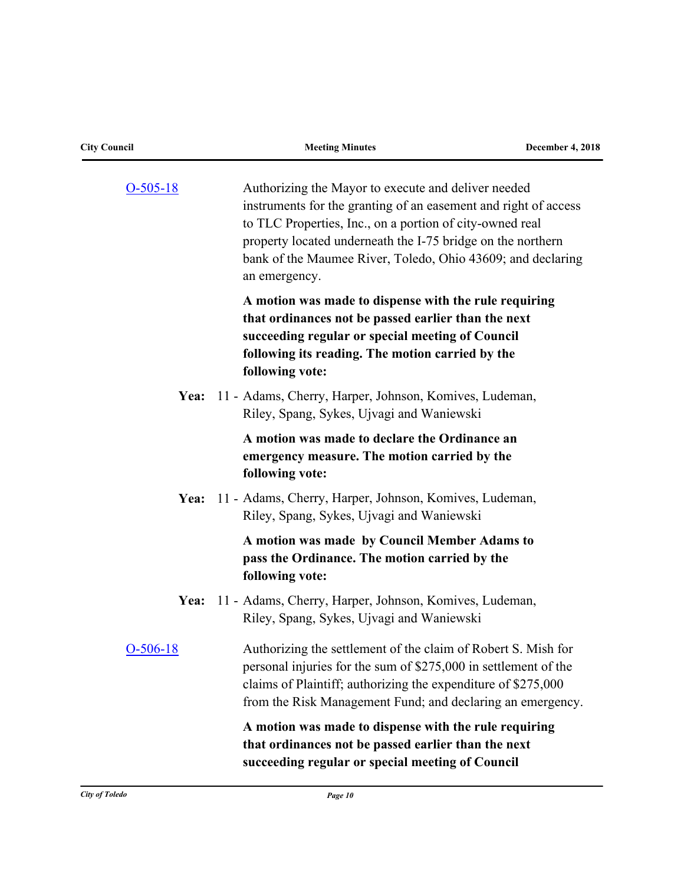[O-505-18](O-505-18)

Authorizing the Mayor to execute and deliver needed instruments for the granting of an easement and right of access to TLC Properties, Inc., on a portion of city-owned real property located underneath the I-75 bridge on the northern bank of the Maumee River, Toledo, Ohio 43609; and declaring an emergency.

**A motion was made to dispense with the rule requiring that ordinances not be passed earlier than the next succeeding regular or special meeting of Council following its reading. The motion carried by the following vote:**

**Yea:** 11 - Adams, Cherry, Harper, Johnson, Komives, Ludeman, Riley, Spang, Sykes, Ujvagi and Waniewski

**A motion was made to declare the Ordinance an emergency measure. The motion carried by the following vote:**

**Yea:** 11 - Adams, Cherry, Harper, Johnson, Komives, Ludeman, Riley, Spang, Sykes, Ujvagi and Waniewski

**A motion was made by Council Member Adams to pass the Ordinance. The motion carried by the following vote:**

**Yea:** 11 - Adams, Cherry, Harper, Johnson, Komives, Ludeman, Riley, Spang, Sykes, Ujvagi and Waniewski

[O-506-18](O-506-18)

Authorizing the settlement of the claim of Robert S. Mish for personal injuries for the sum of $275,000 in settlement of the claims of Plaintiff; authorizing the expenditure of $275,000 from the Risk Management Fund; and declaring an emergency.

**A motion was made to dispense with the rule requiring that ordinances not be passed earlier than the next succeeding regular or special meeting of Council**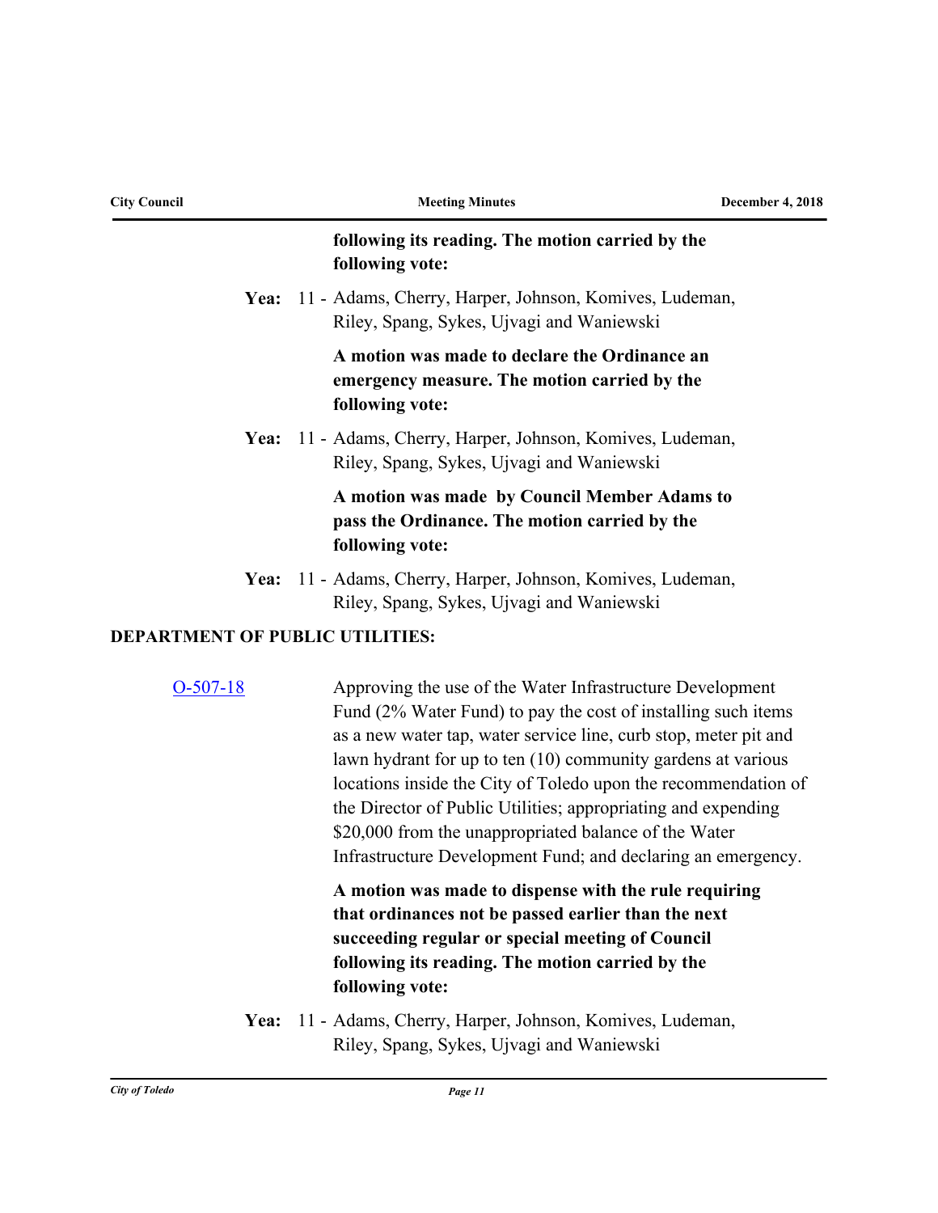**following its reading. The motion carried by the following vote:**

**Yea:** 11 - Adams, Cherry, Harper, Johnson, Komives, Ludeman, Riley, Spang, Sykes, Ujvagi and Waniewski

**A motion was made to declare the Ordinance an emergency measure. The motion carried by the following vote:**

**Yea:** 11 - Adams, Cherry, Harper, Johnson, Komives, Ludeman, Riley, Spang, Sykes, Ujvagi and Waniewski

**A motion was made by Council Member Adams to pass the Ordinance. The motion carried by the following vote:**

**Yea:** 11 - Adams, Cherry, Harper, Johnson, Komives, Ludeman, Riley, Spang, Sykes, Ujvagi and Waniewski

**DEPARTMENT OF PUBLIC UTILITIES:**

O-507-18

Approving the use of the Water Infrastructure Development Fund (2% Water Fund) to pay the cost of installing such items as a new water tap, water service line, curb stop, meter pit and lawn hydrant for up to ten (10) community gardens at various locations inside the City of Toledo upon the recommendation of the Director of Public Utilities; appropriating and expending $20,000 from the unappropriated balance of the Water Infrastructure Development Fund; and declaring an emergency.

**A motion was made to dispense with the rule requiring that ordinances not be passed earlier than the next succeeding regular or special meeting of Council following its reading. The motion carried by the following vote:**

**Yea:** 11 - Adams, Cherry, Harper, Johnson, Komives, Ludeman, Riley, Spang, Sykes, Ujvagi and Waniewski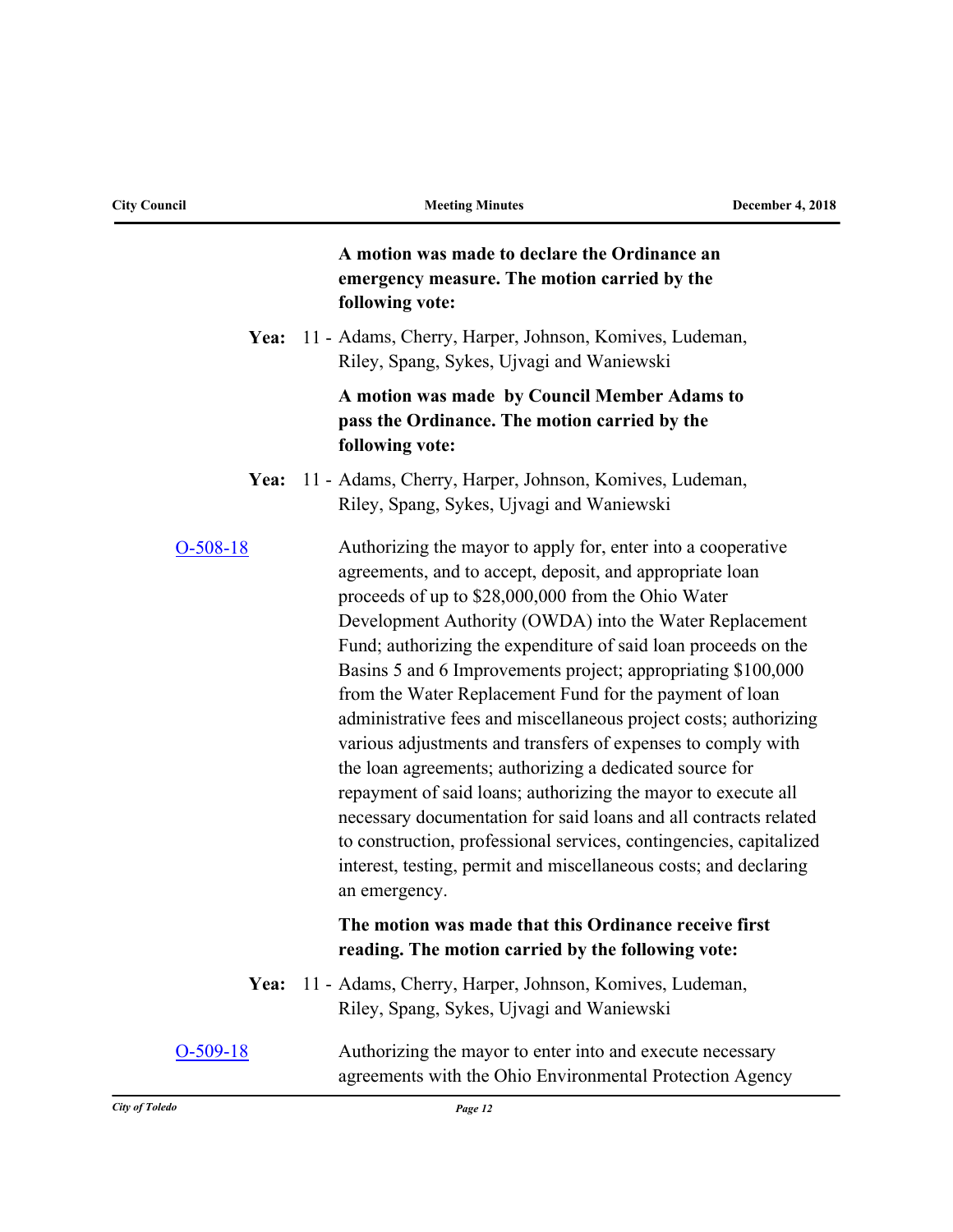**A motion was made to declare the Ordinance an emergency measure. The motion carried by the following vote:**

**Yea:** 11 - Adams, Cherry, Harper, Johnson, Komives, Ludeman, Riley, Spang, Sykes, Ujvagi and Waniewski

**A motion was made by Council Member Adams to pass the Ordinance. The motion carried by the following vote:**

**Yea:** 11 - Adams, Cherry, Harper, Johnson, Komives, Ludeman, Riley, Spang, Sykes, Ujvagi and Waniewski

O-508-18

Authorizing the mayor to apply for, enter into a cooperative agreements, and to accept, deposit, and appropriate loan proceeds of up to $28,000,000 from the Ohio Water Development Authority (OWDA) into the Water Replacement Fund; authorizing the expenditure of said loan proceeds on the Basins 5 and 6 Improvements project; appropriating $100,000 from the Water Replacement Fund for the payment of loan administrative fees and miscellaneous project costs; authorizing various adjustments and transfers of expenses to comply with the loan agreements; authorizing a dedicated source for repayment of said loans; authorizing the mayor to execute all necessary documentation for said loans and all contracts related to construction, professional services, contingencies, capitalized interest, testing, permit and miscellaneous costs; and declaring an emergency.

**The motion was made that this Ordinance receive first reading. The motion carried by the following vote:**

**Yea:** 11 - Adams, Cherry, Harper, Johnson, Komives, Ludeman, Riley, Spang, Sykes, Ujvagi and Waniewski

O-509-18

Authorizing the mayor to enter into and execute necessary agreements with the Ohio Environmental Protection Agency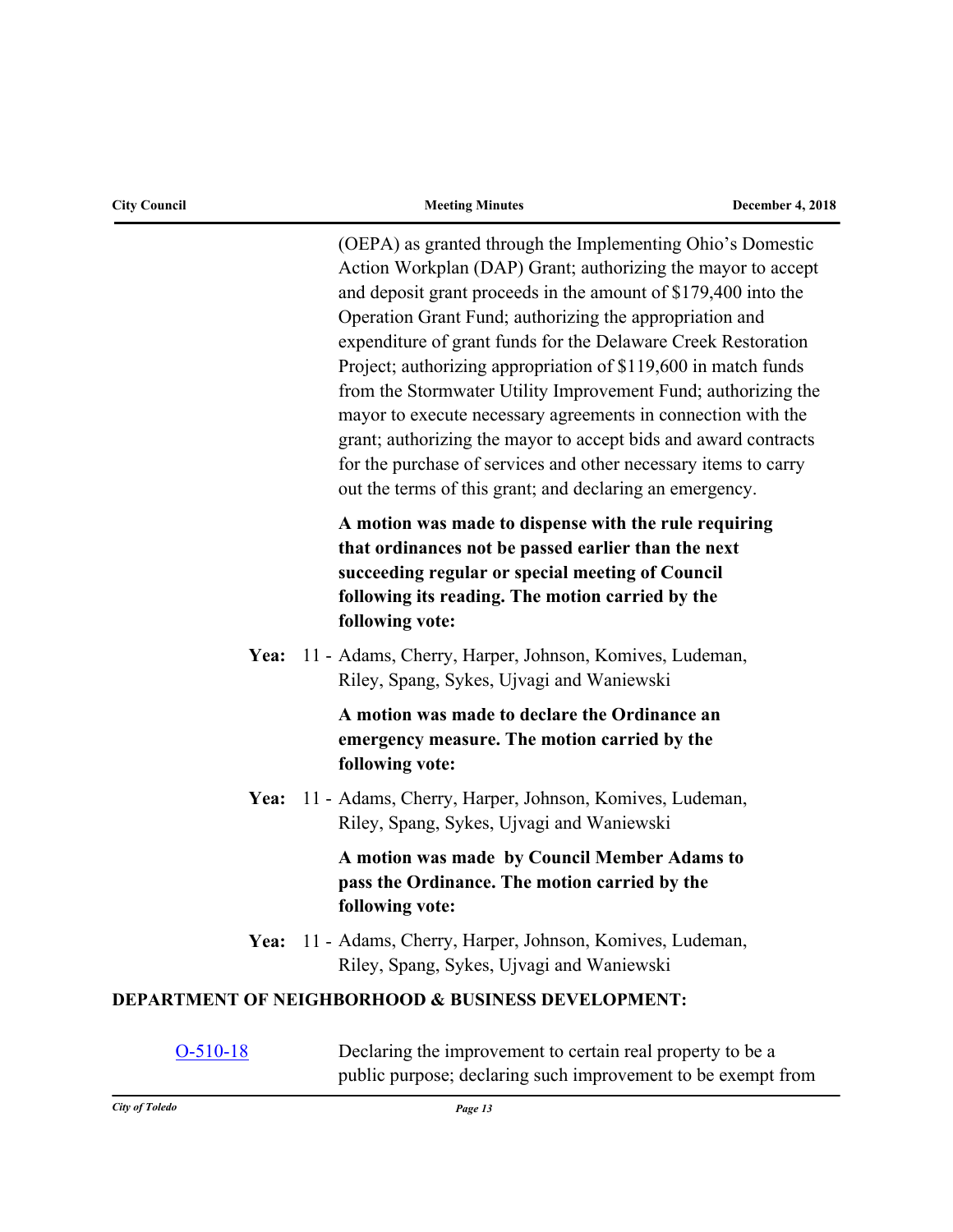(OEPA) as granted through the Implementing Ohio's Domestic Action Workplan (DAP) Grant; authorizing the mayor to accept and deposit grant proceeds in the amount of $179,400 into the Operation Grant Fund; authorizing the appropriation and expenditure of grant funds for the Delaware Creek Restoration Project; authorizing appropriation of $119,600 in match funds from the Stormwater Utility Improvement Fund; authorizing the mayor to execute necessary agreements in connection with the grant; authorizing the mayor to accept bids and award contracts for the purchase of services and other necessary items to carry out the terms of this grant; and declaring an emergency.

**A motion was made to dispense with the rule requiring that ordinances not be passed earlier than the next succeeding regular or special meeting of Council following its reading. The motion carried by the following vote:**

**Yea:** 11 - Adams, Cherry, Harper, Johnson, Komives, Ludeman, Riley, Spang, Sykes, Ujvagi and Waniewski

**A motion was made to declare the Ordinance an emergency measure. The motion carried by the following vote:**

**Yea:** 11 - Adams, Cherry, Harper, Johnson, Komives, Ludeman, Riley, Spang, Sykes, Ujvagi and Waniewski

**A motion was made by Council Member Adams to pass the Ordinance. The motion carried by the following vote:**

**Yea:** 11 - Adams, Cherry, Harper, Johnson, Komives, Ludeman, Riley, Spang, Sykes, Ujvagi and Waniewski

**DEPARTMENT OF NEIGHBORHOOD & BUSINESS DEVELOPMENT:**

O-510-18 — Declaring the improvement to certain real property to be a public purpose; declaring such improvement to be exempt from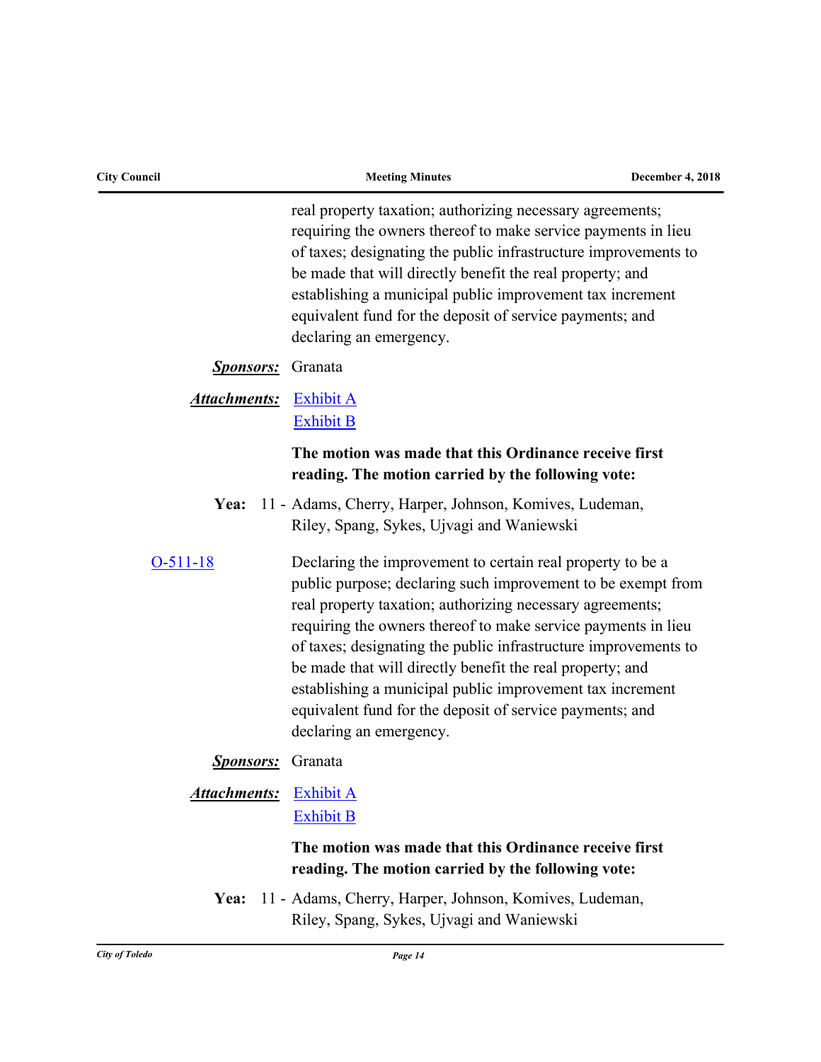real property taxation; authorizing necessary agreements; requiring the owners thereof to make service payments in lieu of taxes; designating the public infrastructure improvements to be made that will directly benefit the real property; and establishing a municipal public improvement tax increment equivalent fund for the deposit of service payments; and declaring an emergency.

***Sponsors:*** Granata

***Attachments:*** Exhibit A
Exhibit B

**The motion was made that this Ordinance receive first reading. The motion carried by the following vote:**

**Yea:** 11 - Adams, Cherry, Harper, Johnson, Komives, Ludeman, Riley, Spang, Sykes, Ujvagi and Waniewski

O-511-18

Declaring the improvement to certain real property to be a public purpose; declaring such improvement to be exempt from real property taxation; authorizing necessary agreements; requiring the owners thereof to make service payments in lieu of taxes; designating the public infrastructure improvements to be made that will directly benefit the real property; and establishing a municipal public improvement tax increment equivalent fund for the deposit of service payments; and declaring an emergency.

***Sponsors:*** Granata

***Attachments:*** Exhibit A
Exhibit B

**The motion was made that this Ordinance receive first reading. The motion carried by the following vote:**

**Yea:** 11 - Adams, Cherry, Harper, Johnson, Komives, Ludeman, Riley, Spang, Sykes, Ujvagi and Waniewski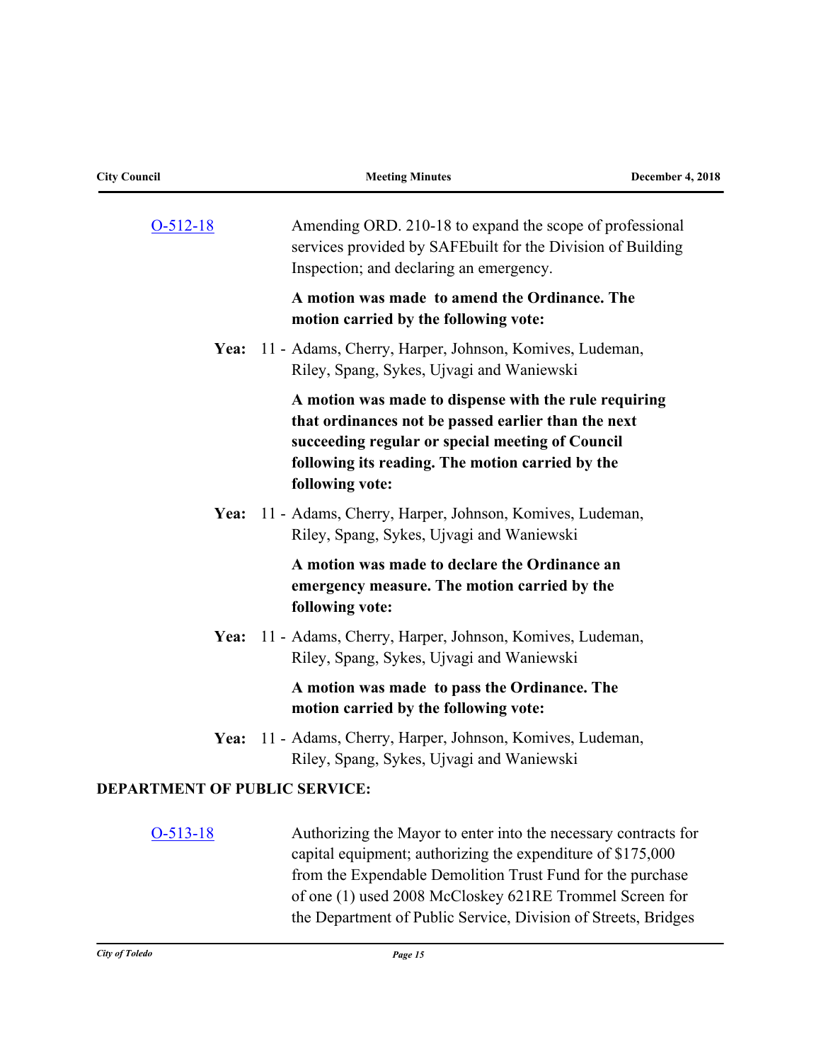O-512-18

Amending ORD. 210-18 to expand the scope of professional services provided by SAFEbuilt for the Division of Building Inspection; and declaring an emergency.

**A motion was made to amend the Ordinance. The motion carried by the following vote:**

**Yea:** 11 - Adams, Cherry, Harper, Johnson, Komives, Ludeman, Riley, Spang, Sykes, Ujvagi and Waniewski

**A motion was made to dispense with the rule requiring that ordinances not be passed earlier than the next succeeding regular or special meeting of Council following its reading. The motion carried by the following vote:**

**Yea:** 11 - Adams, Cherry, Harper, Johnson, Komives, Ludeman, Riley, Spang, Sykes, Ujvagi and Waniewski

**A motion was made to declare the Ordinance an emergency measure. The motion carried by the following vote:**

**Yea:** 11 - Adams, Cherry, Harper, Johnson, Komives, Ludeman, Riley, Spang, Sykes, Ujvagi and Waniewski

**A motion was made to pass the Ordinance. The motion carried by the following vote:**

**Yea:** 11 - Adams, Cherry, Harper, Johnson, Komives, Ludeman, Riley, Spang, Sykes, Ujvagi and Waniewski

## DEPARTMENT OF PUBLIC SERVICE:

O-513-18

Authorizing the Mayor to enter into the necessary contracts for capital equipment; authorizing the expenditure of $175,000 from the Expendable Demolition Trust Fund for the purchase of one (1) used 2008 McCloskey 621RE Trommel Screen for the Department of Public Service, Division of Streets, Bridges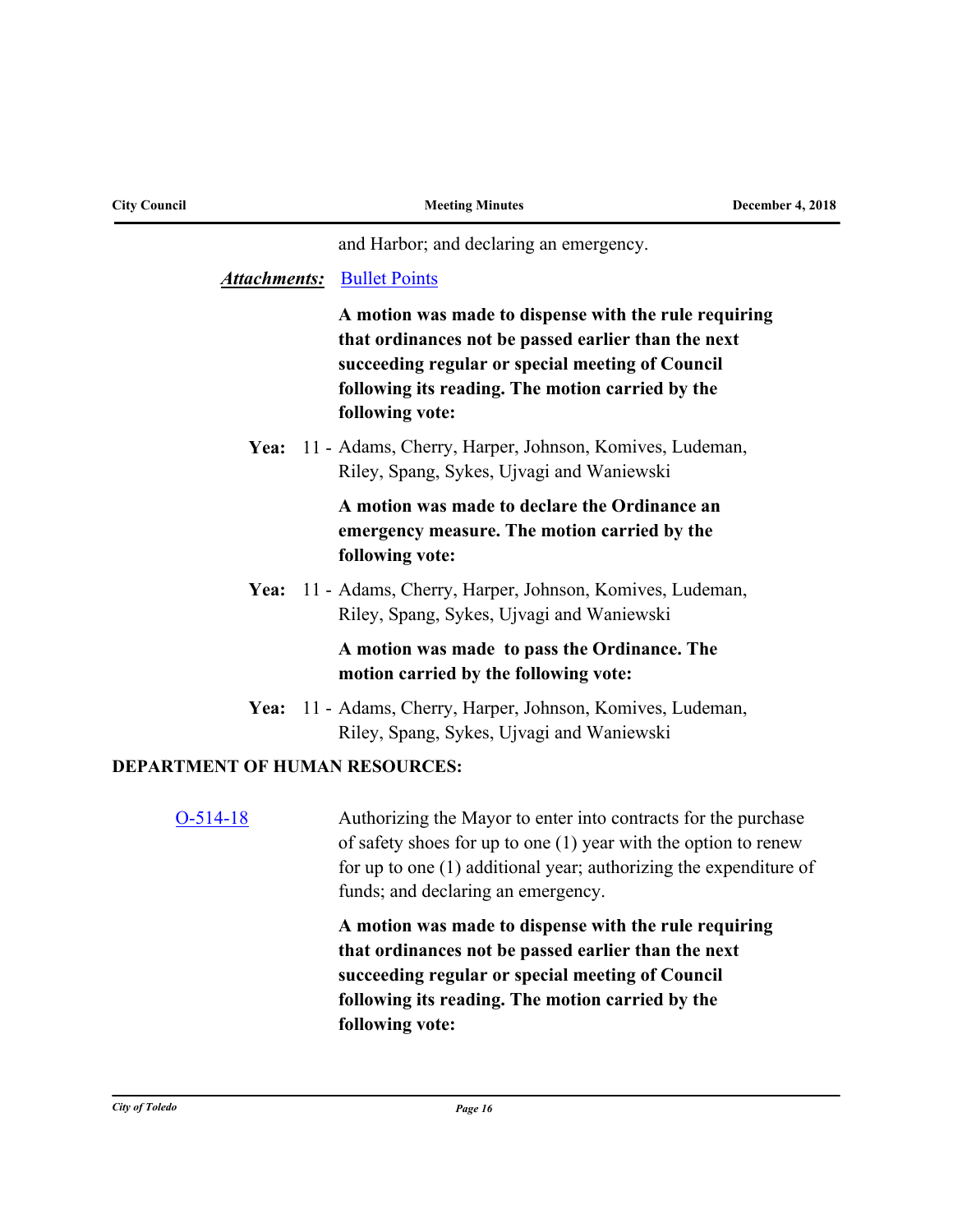and Harbor; and declaring an emergency.

***Attachments:*** Bullet Points

**A motion was made to dispense with the rule requiring that ordinances not be passed earlier than the next succeeding regular or special meeting of Council following its reading. The motion carried by the following vote:**

**Yea:** 11 - Adams, Cherry, Harper, Johnson, Komives, Ludeman, Riley, Spang, Sykes, Ujvagi and Waniewski

**A motion was made to declare the Ordinance an emergency measure. The motion carried by the following vote:**

**Yea:** 11 - Adams, Cherry, Harper, Johnson, Komives, Ludeman, Riley, Spang, Sykes, Ujvagi and Waniewski

**A motion was made to pass the Ordinance. The motion carried by the following vote:**

**Yea:** 11 - Adams, Cherry, Harper, Johnson, Komives, Ludeman, Riley, Spang, Sykes, Ujvagi and Waniewski

**DEPARTMENT OF HUMAN RESOURCES:**

O-514-18 Authorizing the Mayor to enter into contracts for the purchase of safety shoes for up to one (1) year with the option to renew for up to one (1) additional year; authorizing the expenditure of funds; and declaring an emergency.

**A motion was made to dispense with the rule requiring that ordinances not be passed earlier than the next succeeding regular or special meeting of Council following its reading. The motion carried by the following vote:**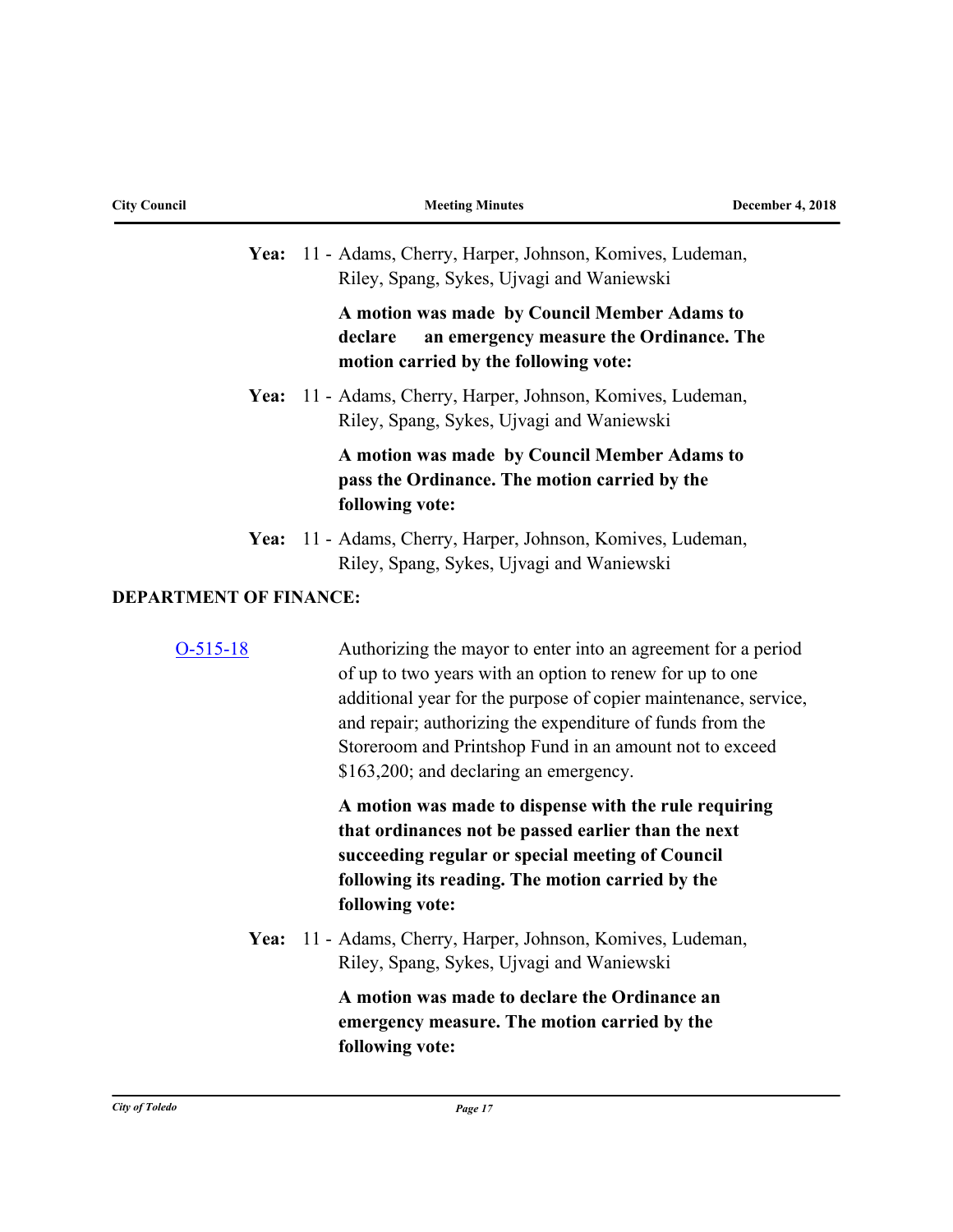**Yea:** 11 - Adams, Cherry, Harper, Johnson, Komives, Ludeman, Riley, Spang, Sykes, Ujvagi and Waniewski

**A motion was made by Council Member Adams to declare an emergency measure the Ordinance. The motion carried by the following vote:**

**Yea:** 11 - Adams, Cherry, Harper, Johnson, Komives, Ludeman, Riley, Spang, Sykes, Ujvagi and Waniewski

**A motion was made by Council Member Adams to pass the Ordinance. The motion carried by the following vote:**

**Yea:** 11 - Adams, Cherry, Harper, Johnson, Komives, Ludeman, Riley, Spang, Sykes, Ujvagi and Waniewski

**DEPARTMENT OF FINANCE:**

O-515-18

Authorizing the mayor to enter into an agreement for a period of up to two years with an option to renew for up to one additional year for the purpose of copier maintenance, service, and repair; authorizing the expenditure of funds from the Storeroom and Printshop Fund in an amount not to exceed $163,200; and declaring an emergency.

**A motion was made to dispense with the rule requiring that ordinances not be passed earlier than the next succeeding regular or special meeting of Council following its reading. The motion carried by the following vote:**

**Yea:** 11 - Adams, Cherry, Harper, Johnson, Komives, Ludeman, Riley, Spang, Sykes, Ujvagi and Waniewski

**A motion was made to declare the Ordinance an emergency measure. The motion carried by the following vote:**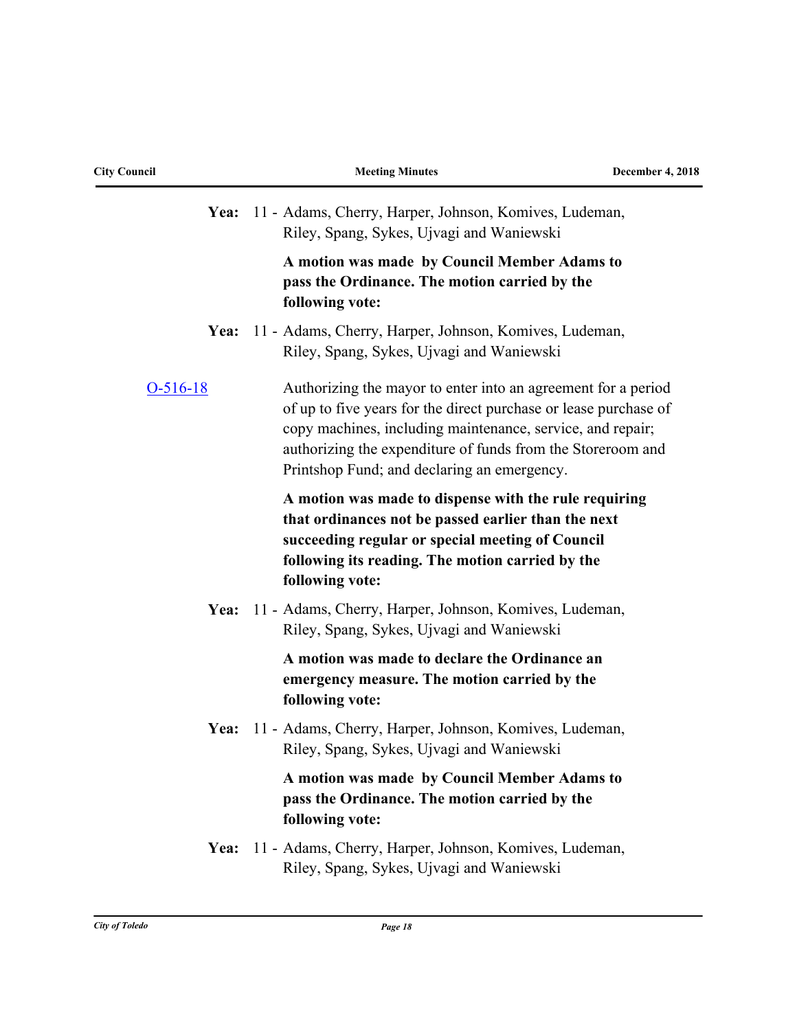**Yea:** 11 - Adams, Cherry, Harper, Johnson, Komives, Ludeman, Riley, Spang, Sykes, Ujvagi and Waniewski

**A motion was made by Council Member Adams to pass the Ordinance. The motion carried by the following vote:**

**Yea:** 11 - Adams, Cherry, Harper, Johnson, Komives, Ludeman, Riley, Spang, Sykes, Ujvagi and Waniewski

O-516-18

Authorizing the mayor to enter into an agreement for a period of up to five years for the direct purchase or lease purchase of copy machines, including maintenance, service, and repair; authorizing the expenditure of funds from the Storeroom and Printshop Fund; and declaring an emergency.

**A motion was made to dispense with the rule requiring that ordinances not be passed earlier than the next succeeding regular or special meeting of Council following its reading. The motion carried by the following vote:**

**Yea:** 11 - Adams, Cherry, Harper, Johnson, Komives, Ludeman, Riley, Spang, Sykes, Ujvagi and Waniewski

**A motion was made to declare the Ordinance an emergency measure. The motion carried by the following vote:**

**Yea:** 11 - Adams, Cherry, Harper, Johnson, Komives, Ludeman, Riley, Spang, Sykes, Ujvagi and Waniewski

**A motion was made by Council Member Adams to pass the Ordinance. The motion carried by the following vote:**

**Yea:** 11 - Adams, Cherry, Harper, Johnson, Komives, Ludeman, Riley, Spang, Sykes, Ujvagi and Waniewski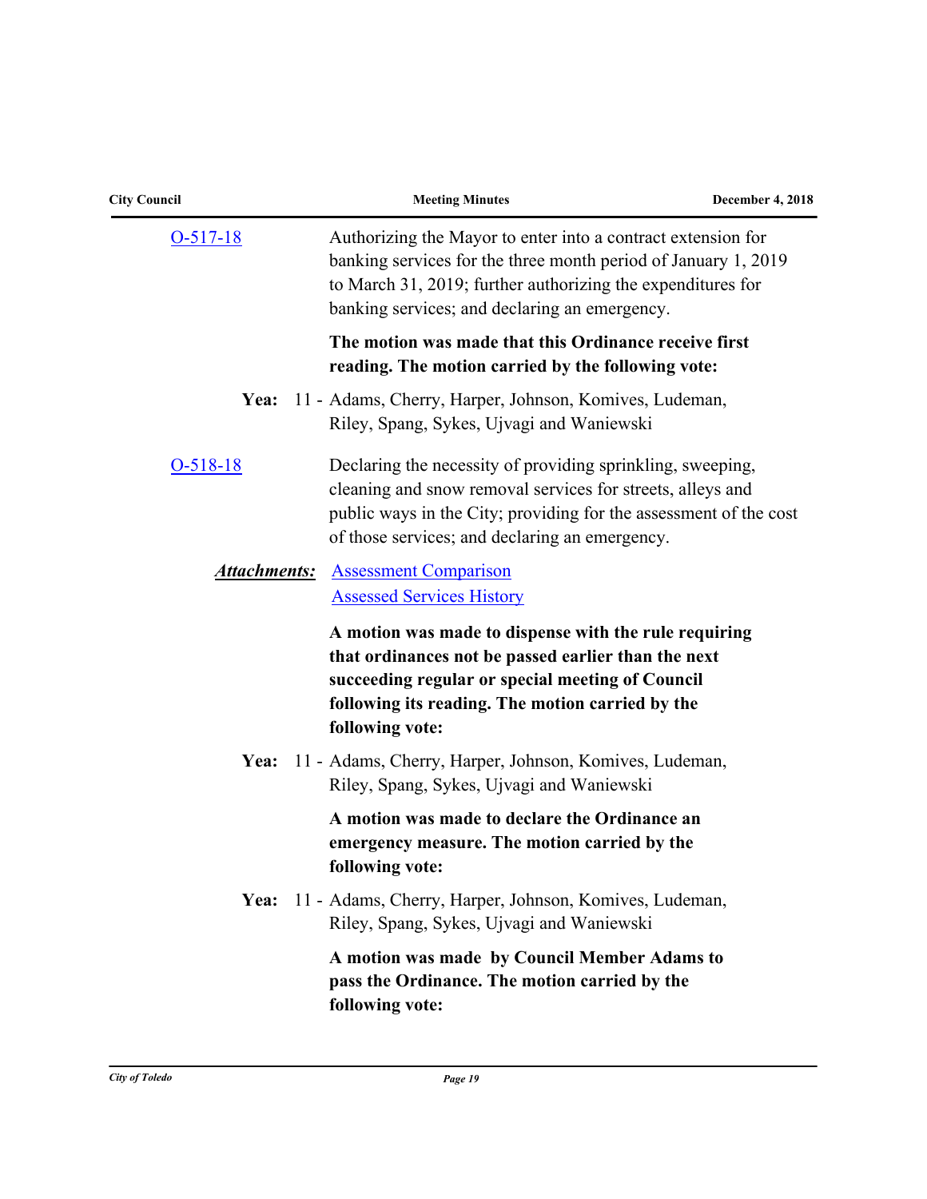O-517-18

Authorizing the Mayor to enter into a contract extension for banking services for the three month period of January 1, 2019 to March 31, 2019; further authorizing the expenditures for banking services; and declaring an emergency.

**The motion was made that this Ordinance receive first reading. The motion carried by the following vote:**

**Yea:** 11 - Adams, Cherry, Harper, Johnson, Komives, Ludeman, Riley, Spang, Sykes, Ujvagi and Waniewski

O-518-18

Declaring the necessity of providing sprinkling, sweeping, cleaning and snow removal services for streets, alleys and public ways in the City; providing for the assessment of the cost of those services; and declaring an emergency.

***Attachments:*** Assessment Comparison
Assessed Services History

**A motion was made to dispense with the rule requiring that ordinances not be passed earlier than the next succeeding regular or special meeting of Council following its reading. The motion carried by the following vote:**

**Yea:** 11 - Adams, Cherry, Harper, Johnson, Komives, Ludeman, Riley, Spang, Sykes, Ujvagi and Waniewski

**A motion was made to declare the Ordinance an emergency measure. The motion carried by the following vote:**

**Yea:** 11 - Adams, Cherry, Harper, Johnson, Komives, Ludeman, Riley, Spang, Sykes, Ujvagi and Waniewski

**A motion was made by Council Member Adams to pass the Ordinance. The motion carried by the following vote:**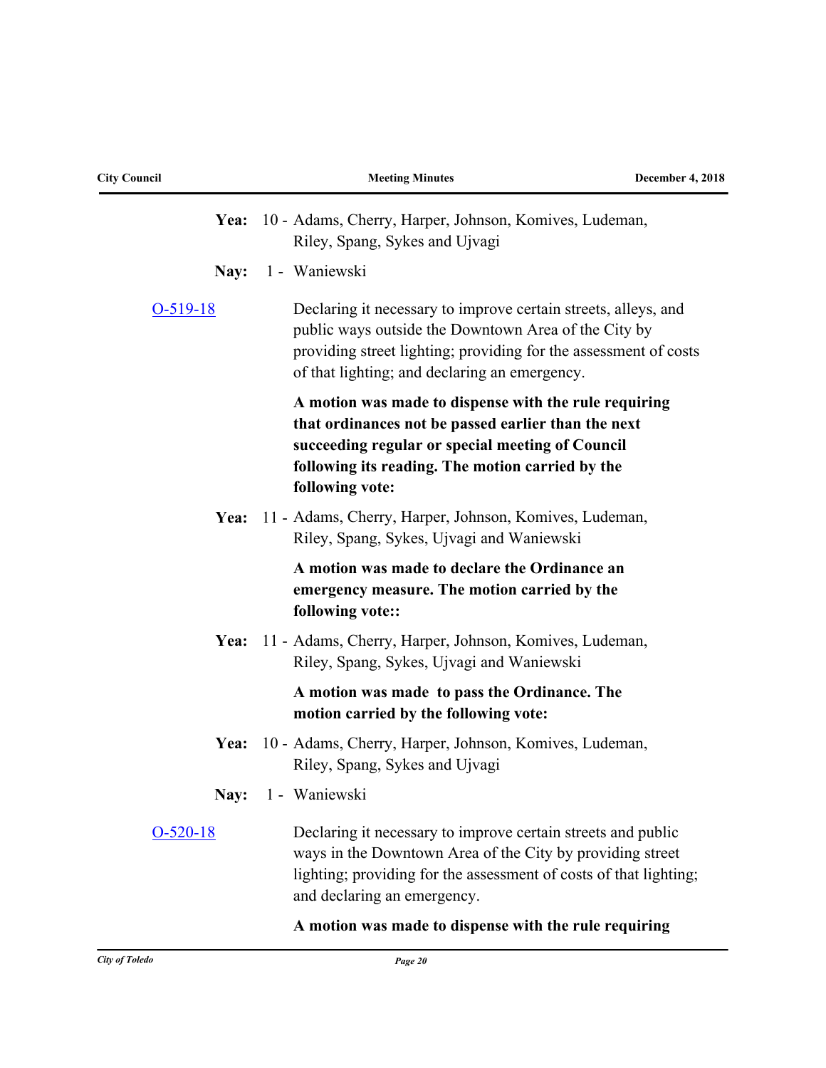**Yea:** 10 - Adams, Cherry, Harper, Johnson, Komives, Ludeman, Riley, Spang, Sykes and Ujvagi

**Nay:** 1 - Waniewski

[O-519-18]

Declaring it necessary to improve certain streets, alleys, and public ways outside the Downtown Area of the City by providing street lighting; providing for the assessment of costs of that lighting; and declaring an emergency.

**A motion was made to dispense with the rule requiring that ordinances not be passed earlier than the next succeeding regular or special meeting of Council following its reading. The motion carried by the following vote:**

**Yea:** 11 - Adams, Cherry, Harper, Johnson, Komives, Ludeman, Riley, Spang, Sykes, Ujvagi and Waniewski

**A motion was made to declare the Ordinance an emergency measure. The motion carried by the following vote::**

**Yea:** 11 - Adams, Cherry, Harper, Johnson, Komives, Ludeman, Riley, Spang, Sykes, Ujvagi and Waniewski

**A motion was made to pass the Ordinance. The motion carried by the following vote:**

**Yea:** 10 - Adams, Cherry, Harper, Johnson, Komives, Ludeman, Riley, Spang, Sykes and Ujvagi

**Nay:** 1 - Waniewski

[O-520-18]

Declaring it necessary to improve certain streets and public ways in the Downtown Area of the City by providing street lighting; providing for the assessment of costs of that lighting; and declaring an emergency.

**A motion was made to dispense with the rule requiring**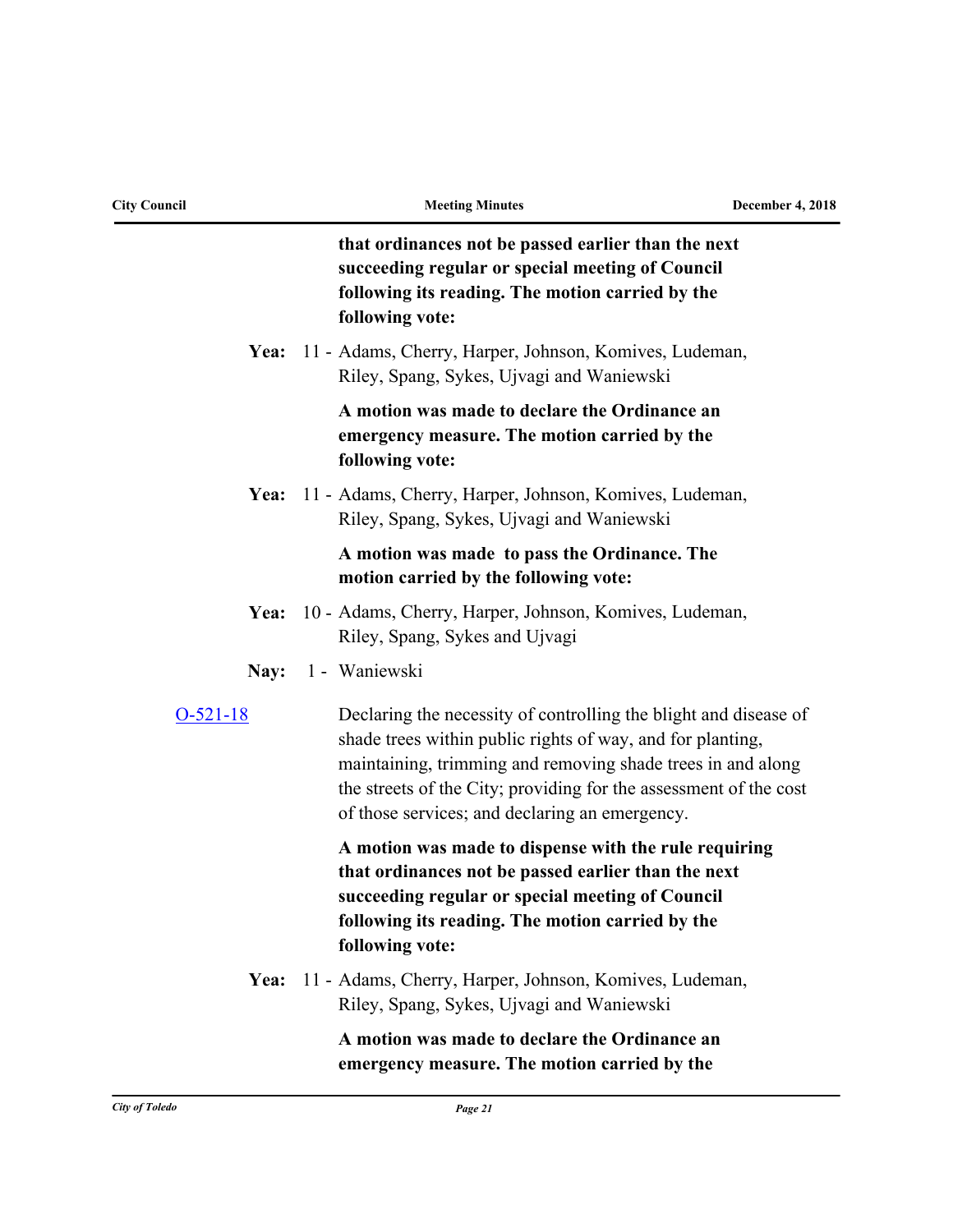**that ordinances not be passed earlier than the next succeeding regular or special meeting of Council following its reading. The motion carried by the following vote:**

**Yea:** 11 - Adams, Cherry, Harper, Johnson, Komives, Ludeman, Riley, Spang, Sykes, Ujvagi and Waniewski

**A motion was made to declare the Ordinance an emergency measure. The motion carried by the following vote:**

**Yea:** 11 - Adams, Cherry, Harper, Johnson, Komives, Ludeman, Riley, Spang, Sykes, Ujvagi and Waniewski

**A motion was made to pass the Ordinance. The motion carried by the following vote:**

**Yea:** 10 - Adams, Cherry, Harper, Johnson, Komives, Ludeman, Riley, Spang, Sykes and Ujvagi

**Nay:** 1 - Waniewski

O-521-18

Declaring the necessity of controlling the blight and disease of shade trees within public rights of way, and for planting, maintaining, trimming and removing shade trees in and along the streets of the City; providing for the assessment of the cost of those services; and declaring an emergency.

**A motion was made to dispense with the rule requiring that ordinances not be passed earlier than the next succeeding regular or special meeting of Council following its reading. The motion carried by the following vote:**

**Yea:** 11 - Adams, Cherry, Harper, Johnson, Komives, Ludeman, Riley, Spang, Sykes, Ujvagi and Waniewski

**A motion was made to declare the Ordinance an emergency measure. The motion carried by the**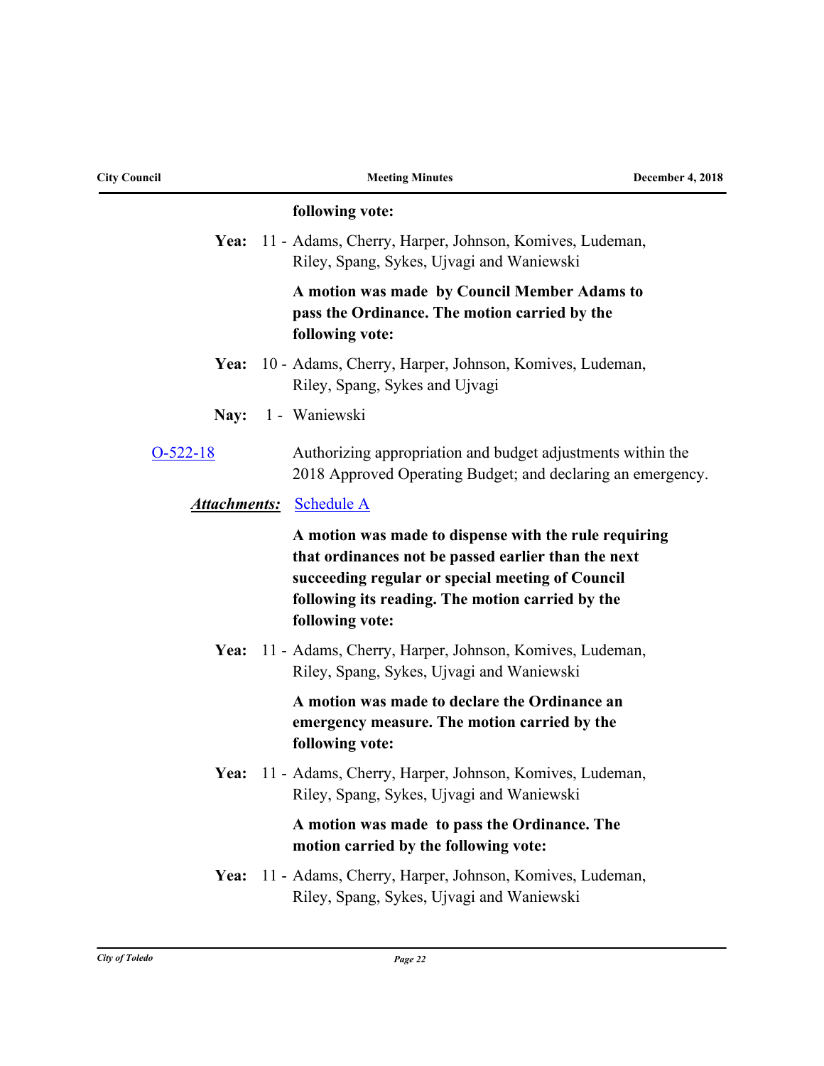**following vote:**

**Yea:** 11 - Adams, Cherry, Harper, Johnson, Komives, Ludeman, Riley, Spang, Sykes, Ujvagi and Waniewski

**A motion was made by Council Member Adams to pass the Ordinance. The motion carried by the following vote:**

**Yea:** 10 - Adams, Cherry, Harper, Johnson, Komives, Ludeman, Riley, Spang, Sykes and Ujvagi

**Nay:** 1 - Waniewski

O-522-18 Authorizing appropriation and budget adjustments within the 2018 Approved Operating Budget; and declaring an emergency.

***Attachments:*** Schedule A

**A motion was made to dispense with the rule requiring that ordinances not be passed earlier than the next succeeding regular or special meeting of Council following its reading. The motion carried by the following vote:**

**Yea:** 11 - Adams, Cherry, Harper, Johnson, Komives, Ludeman, Riley, Spang, Sykes, Ujvagi and Waniewski

**A motion was made to declare the Ordinance an emergency measure. The motion carried by the following vote:**

**Yea:** 11 - Adams, Cherry, Harper, Johnson, Komives, Ludeman, Riley, Spang, Sykes, Ujvagi and Waniewski

**A motion was made to pass the Ordinance. The motion carried by the following vote:**

**Yea:** 11 - Adams, Cherry, Harper, Johnson, Komives, Ludeman, Riley, Spang, Sykes, Ujvagi and Waniewski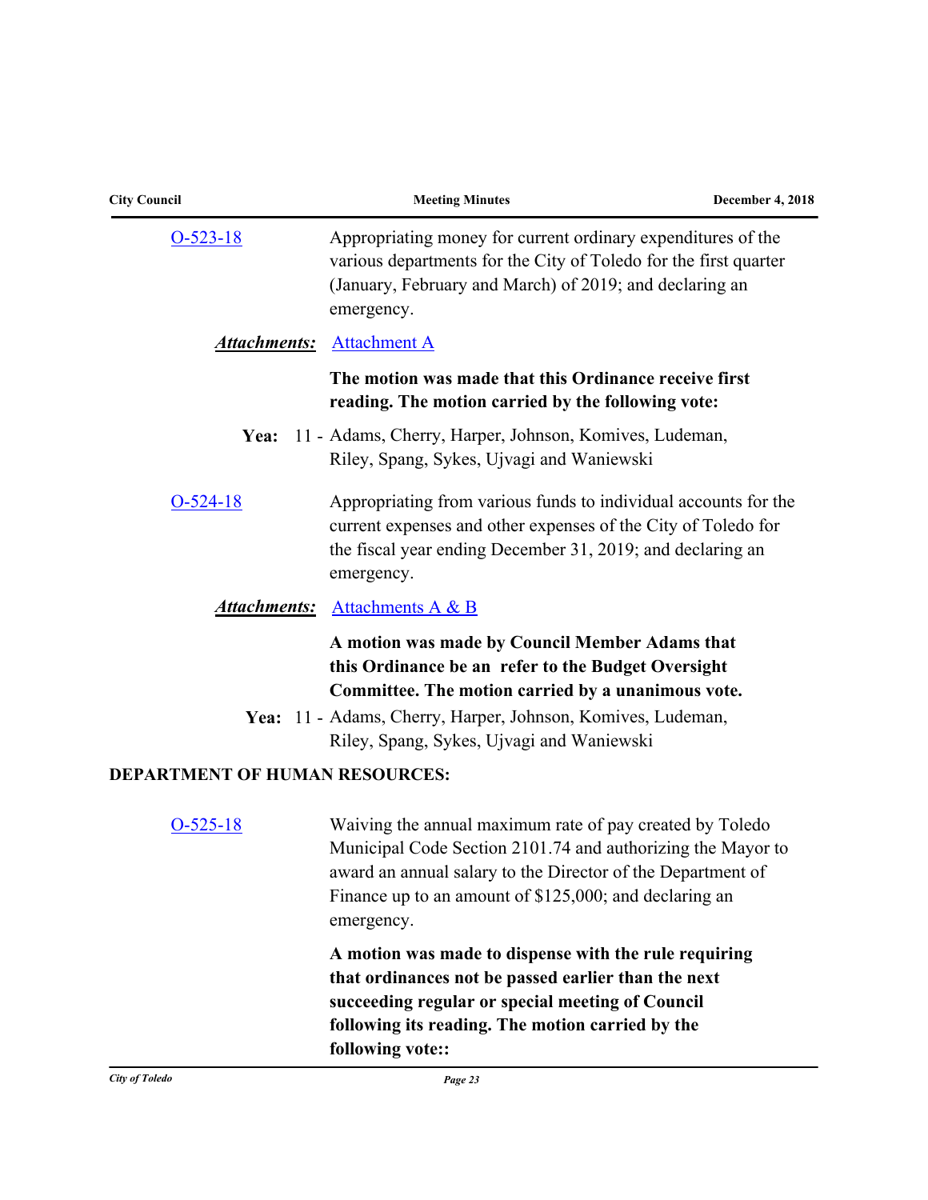**O-523-18** Appropriating money for current ordinary expenditures of the various departments for the City of Toledo for the first quarter (January, February and March) of 2019; and declaring an emergency.

***Attachments:*** Attachment A

**The motion was made that this Ordinance receive first reading. The motion carried by the following vote:**

**Yea:** 11 - Adams, Cherry, Harper, Johnson, Komives, Ludeman, Riley, Spang, Sykes, Ujvagi and Waniewski

**O-524-18** Appropriating from various funds to individual accounts for the current expenses and other expenses of the City of Toledo for the fiscal year ending December 31, 2019; and declaring an emergency.

***Attachments:*** Attachments A & B

**A motion was made by Council Member Adams that this Ordinance be an refer to the Budget Oversight Committee. The motion carried by a unanimous vote.**

**Yea:** 11 - Adams, Cherry, Harper, Johnson, Komives, Ludeman, Riley, Spang, Sykes, Ujvagi and Waniewski

**DEPARTMENT OF HUMAN RESOURCES:**

**O-525-18** Waiving the annual maximum rate of pay created by Toledo Municipal Code Section 2101.74 and authorizing the Mayor to award an annual salary to the Director of the Department of Finance up to an amount of $125,000; and declaring an emergency.

**A motion was made to dispense with the rule requiring that ordinances not be passed earlier than the next succeeding regular or special meeting of Council following its reading. The motion carried by the following vote::**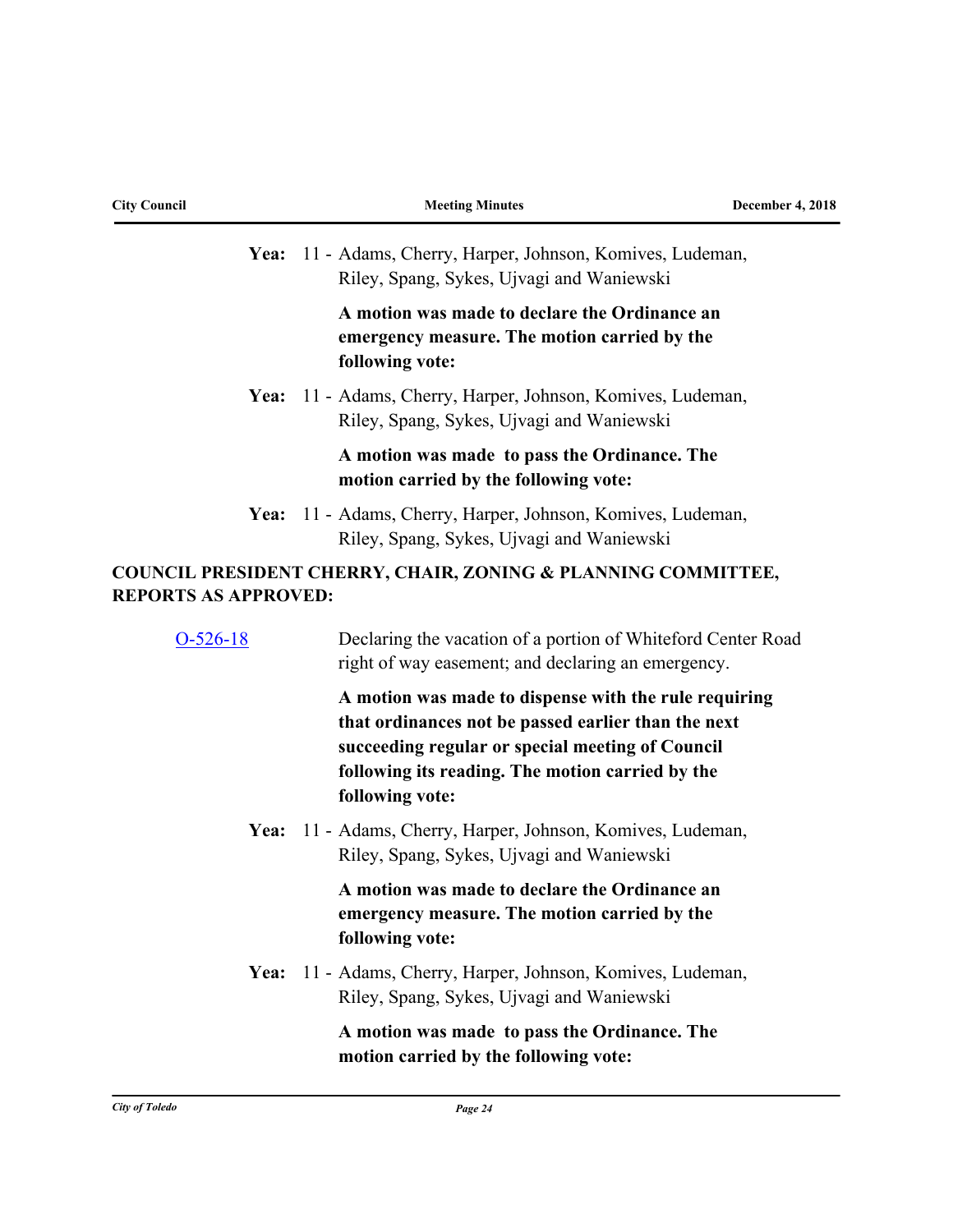**Yea:** 11 - Adams, Cherry, Harper, Johnson, Komives, Ludeman, Riley, Spang, Sykes, Ujvagi and Waniewski

**A motion was made to declare the Ordinance an emergency measure. The motion carried by the following vote:**

**Yea:** 11 - Adams, Cherry, Harper, Johnson, Komives, Ludeman, Riley, Spang, Sykes, Ujvagi and Waniewski

**A motion was made to pass the Ordinance. The motion carried by the following vote:**

**Yea:** 11 - Adams, Cherry, Harper, Johnson, Komives, Ludeman, Riley, Spang, Sykes, Ujvagi and Waniewski

**COUNCIL PRESIDENT CHERRY, CHAIR, ZONING & PLANNING COMMITTEE, REPORTS AS APPROVED:**

O-526-18 Declaring the vacation of a portion of Whiteford Center Road right of way easement; and declaring an emergency.

**A motion was made to dispense with the rule requiring that ordinances not be passed earlier than the next succeeding regular or special meeting of Council following its reading. The motion carried by the following vote:**

**Yea:** 11 - Adams, Cherry, Harper, Johnson, Komives, Ludeman, Riley, Spang, Sykes, Ujvagi and Waniewski

**A motion was made to declare the Ordinance an emergency measure. The motion carried by the following vote:**

**Yea:** 11 - Adams, Cherry, Harper, Johnson, Komives, Ludeman, Riley, Spang, Sykes, Ujvagi and Waniewski

**A motion was made to pass the Ordinance. The motion carried by the following vote:**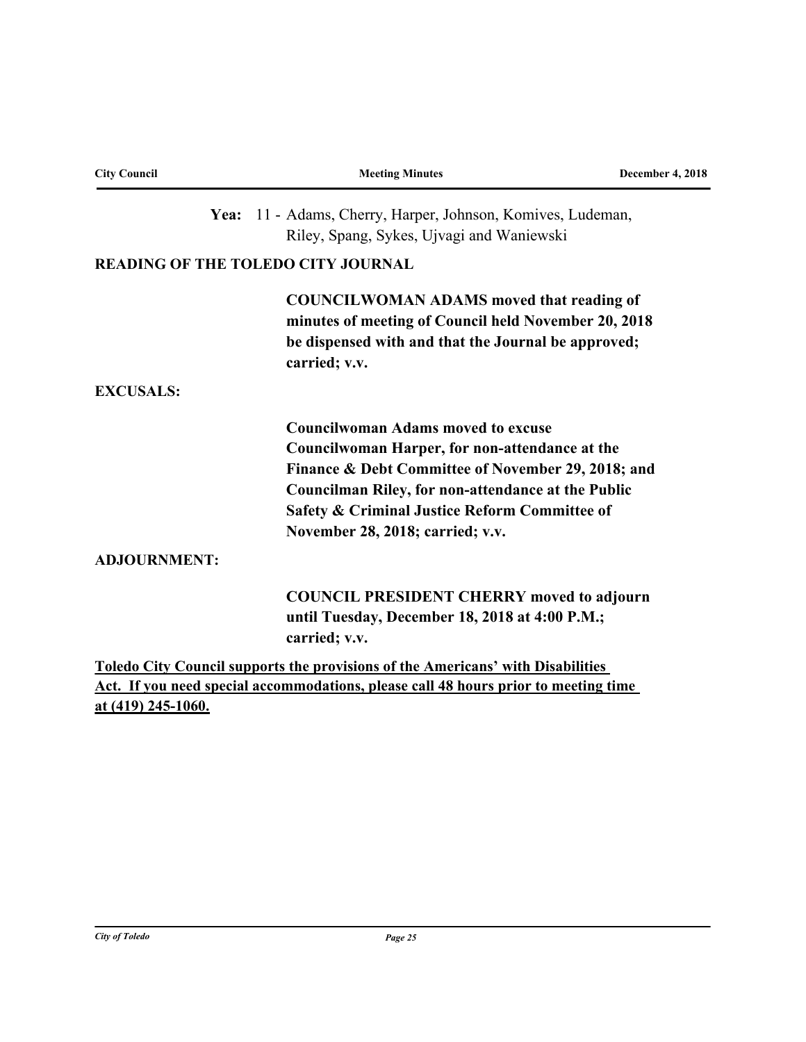**Yea:** 11 - Adams, Cherry, Harper, Johnson, Komives, Ludeman, Riley, Spang, Sykes, Ujvagi and Waniewski

**READING OF THE TOLEDO CITY JOURNAL**

**COUNCILWOMAN ADAMS moved that reading of minutes of meeting of Council held November 20, 2018 be dispensed with and that the Journal be approved; carried; v.v.**

**EXCUSALS:**

**Councilwoman Adams moved to excuse Councilwoman Harper, for non-attendance at the Finance & Debt Committee of November 29, 2018; and Councilman Riley, for non-attendance at the Public Safety & Criminal Justice Reform Committee of November 28, 2018; carried; v.v.**

**ADJOURNMENT:**

**COUNCIL PRESIDENT CHERRY moved to adjourn until Tuesday, December 18, 2018 at 4:00 P.M.; carried; v.v.**

**Toledo City Council supports the provisions of the Americans' with Disabilities Act. If you need special accommodations, please call 48 hours prior to meeting time at (419) 245-1060.**